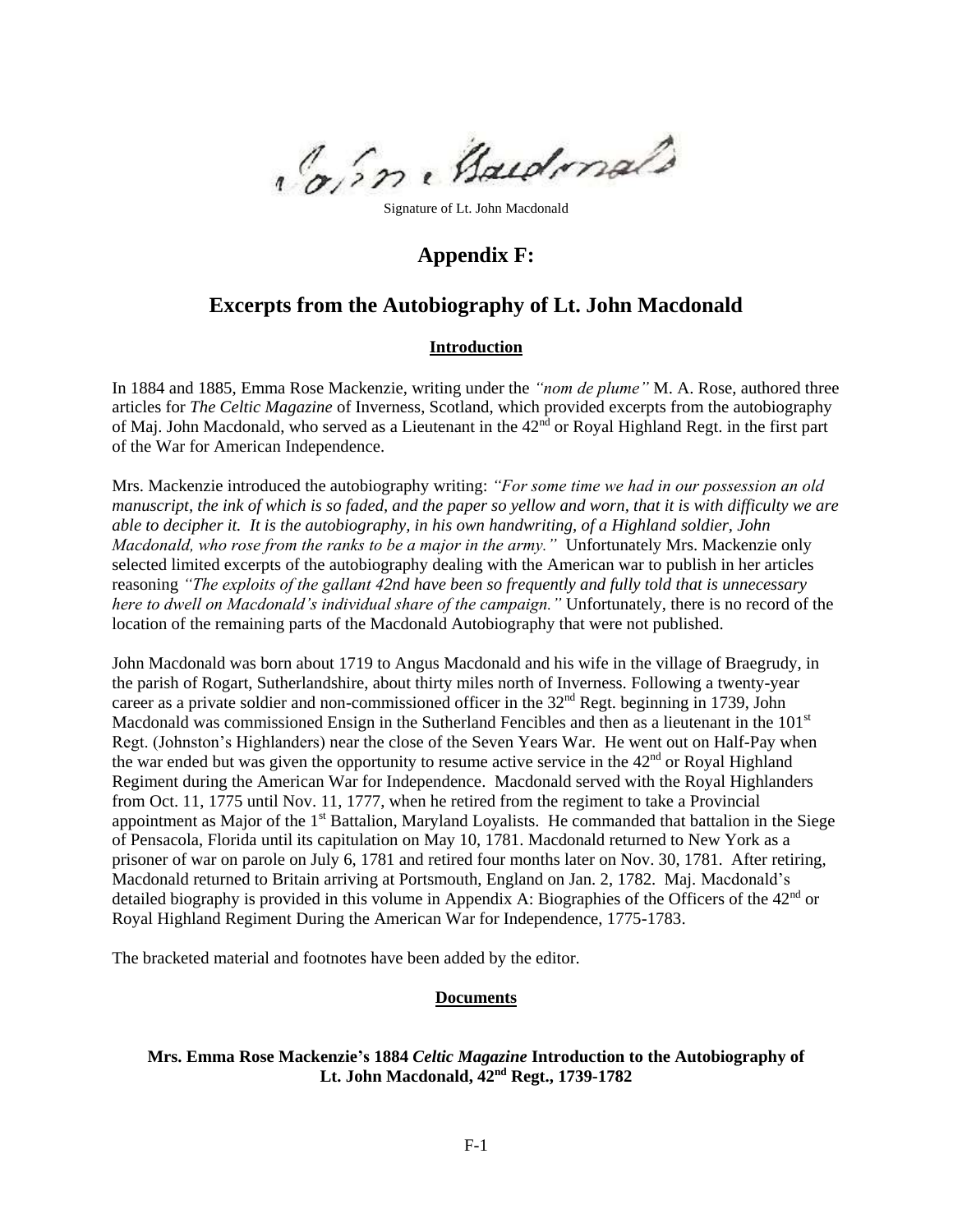Signature of Lt. John Macdonald

# Appendix F:

## Excerpts from the Autobiography of Lt. John Macdonald

### Introduction

In 1884 and 1885, Emma Rose Mackenzie, writing under the *"nom de plume"* M. A. Rose, authored three articles for *The Celtic Magazine* of Inverness, Scotland, which provided excerpts from the autobiography of Maj. John Macdonald, who served as a Lieutenant in the 42nd or Royal Highland Regt. in the first part of the War for American Independence.

Mrs. Mackenzie introduced the autobiography writing: *"For some time we had in our possession an old manuscript, the ink of which is so faded, and the paper so yellow and worn, that it is with difficulty we are able to decipher it. It is the autobiography, in his own handwriting, of a Highland soldier, John Macdonald, who rose from the ranks to be a major in the army."* Unfortunately Mrs. Mackenzie only selected limited excerpts of the autobiography dealing with the American war to publish in her articles reasoning *"The exploits of the gallant 42nd have been so frequently and fully told that is unnecessary here to dwell on Macdonald's individual share of the campaign."* Unfortunately, there is no record of the location of the remaining parts of the Macdonald Autobiography that were not published.

John Macdonald was born about 1719 to Angus Macdonald and his wife in the village of Braegrudy, in the parish of Rogart, Sutherlandshire, about thirty miles north of Inverness. Following a twenty-year career as a private soldier and non-commissioned officer in the 32nd Regt. beginning in 1739, John Macdonald was commissioned Ensign in the Sutherland Fencibles and then as a lieutenant in the 101st Regt. (Johnston's Highlanders) near the close of the Seven Years War. He went out on Half-Pay when the war ended but was given the opportunity to resume active service in the 42nd or Royal Highland Regiment during the American War for Independence. Macdonald served with the Royal Highlanders from Oct. 11, 1775 until Nov. 11, 1777, when he retired from the regiment to take a Provincial appointment as Major of the 1st Battalion, Maryland Loyalists. He commanded that battalion in the Siege of Pensacola, Florida until its capitulation on May 10, 1781. Macdonald returned to New York as a prisoner of war on parole on July 6, 1781 and retired four months later on Nov. 30, 1781. After retiring, Macdonald returned to Britain arriving at Portsmouth, England on Jan. 2, 1782. Maj. Macdonald's detailed biography is provided in this volume in Appendix A: Biographies of the Officers of the 42nd or Royal Highland Regiment During the American War for Independence, 1775-1783.

The bracketed material and footnotes have been added by the editor.

### Documents

#### Mrs. Emma Rose Mackenzie's 1884 *Celtic Magazine* Introduction to the Autobiography of Lt. John Macdonald, 42nd Regt., 1739-1782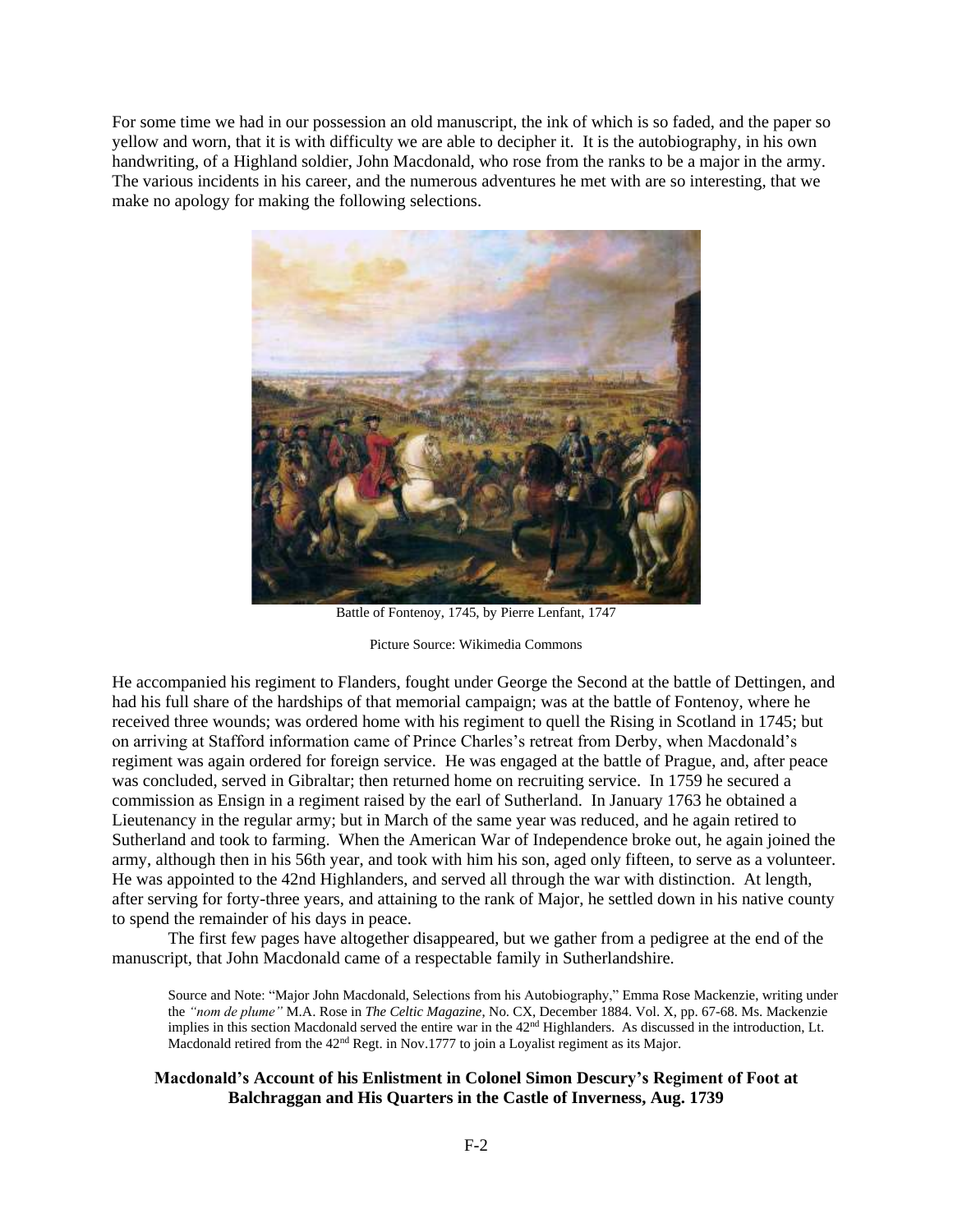For some time we had in our possession an old manuscript, the ink of which is so faded, and the paper so yellow and worn, that it is with difficulty we are able to decipher it. It is the autobiography, in his own handwriting, of a Highland soldier, John Macdonald, who rose from the ranks to be a major in the army. The various incidents in his career, and the numerous adventures he met with are so interesting, that we make no apology for making the following selections.

Battle of Fontenoy, 1745, by Pierre Lenfant, 1747

Picture Source: Wikimedia Commons

He accompanied his regiment to Flanders, fought under George the Second at the battle of Dettingen, and had his full share of the hardships of that memorial campaign; was at the battle of Fontenoy, where he received three wounds; was ordered home with his regiment to quell the Rising in Scotland in 1745; but on arriving at Stafford information came of Prince Charles's retreat from Derby, when Macdonald's regiment was again ordered for foreign service. He was engaged at the battle of Prague, and, after peace was concluded, served in Gibraltar; then returned home on recruiting service. In 1759 he secured a commission as Ensign in a regiment raised by the earl of Sutherland. In January 1763 he obtained a Lieutenancy in the regular army; but in March of the same year was reduced, and he again retired to Sutherland and took to farming. When the American War of Independence broke out, he again joined the army, although then in his 56th year, and took with him his son, aged only fifteen, to serve as a volunteer. He was appointed to the 42nd Highlanders, and served all through the war with distinction. At length, after serving for forty-three years, and attaining to the rank of Major, he settled down in his native county to spend the remainder of his days in peace.

The first few pages have altogether disappeared, but we gather from a pedigree at the end of the manuscript, that John Macdonald came of a respectable family in Sutherlandshire.

Source and Note: "Major John Macdonald, Selections from his Autobiography," Emma Rose Mackenzie, writing under the *"nom de plume"* M.A. Rose in *The Celtic Magazine*, No. CX, December 1884. Vol. X, pp. 67-68. Ms. Mackenzie implies in this section Macdonald served the entire war in the 42nd Highlanders. As discussed in the introduction, Lt. Macdonald retired from the 42nd Regt. in Nov.1777 to join a Loyalist regiment as its Major.

**Macdonald's Account of his Enlistment in Colonel Simon Descury's Regiment of Foot at Balchraggan and His Quarters in the Castle of Inverness, Aug. 1739**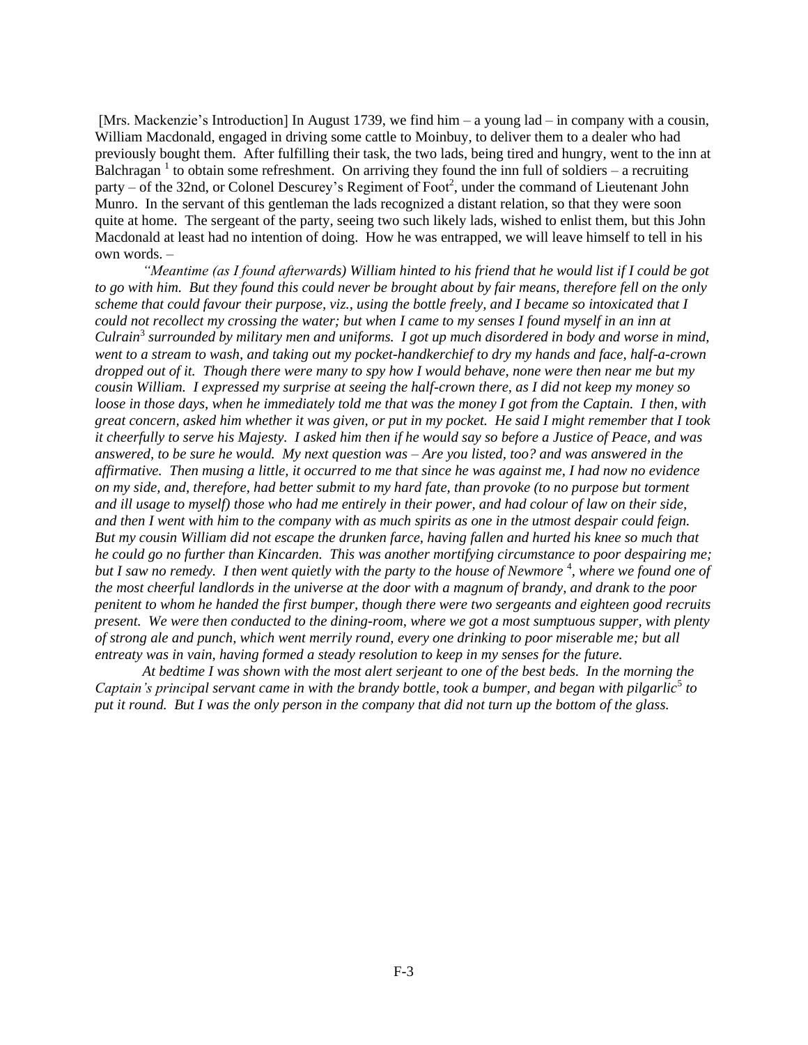[Mrs. Mackenzie's Introduction] In August 1739, we find him – a young lad – in company with a cousin, William Macdonald, engaged in driving some cattle to Moinbuy, to deliver them to a dealer who had previously bought them. After fulfilling their task, the two lads, being tired and hungry, went to the inn at Balchragan [1] to obtain some refreshment. On arriving they found the inn full of soldiers – a recruiting party – of the 32nd, or Colonel Descurey's Regiment of Foot[2], under the command of Lieutenant John Munro. In the servant of this gentleman the lads recognized a distant relation, so that they were soon quite at home. The sergeant of the party, seeing two such likely lads, wished to enlist them, but this John Macdonald at least had no intention of doing. How he was entrapped, we will leave himself to tell in his own words. –

*"Meantime (as I found afterwards) William hinted to his friend that he would list if I could be got to go with him. But they found this could never be brought about by fair means, therefore fell on the only scheme that could favour their purpose, viz., using the bottle freely, and I became so intoxicated that I could not recollect my crossing the water; but when I came to my senses I found myself in an inn at Culrain[3] surrounded by military men and uniforms. I got up much disordered in body and worse in mind, went to a stream to wash, and taking out my pocket-handkerchief to dry my hands and face, half-a-crown dropped out of it. Though there were many to spy how I would behave, none were then near me but my cousin William. I expressed my surprise at seeing the half-crown there, as I did not keep my money so loose in those days, when he immediately told me that was the money I got from the Captain. I then, with great concern, asked him whether it was given, or put in my pocket. He said I might remember that I took it cheerfully to serve his Majesty. I asked him then if he would say so before a Justice of Peace, and was answered, to be sure he would. My next question was – Are you listed, too? and was answered in the affirmative. Then musing a little, it occurred to me that since he was against me, I had now no evidence on my side, and, therefore, had better submit to my hard fate, than provoke (to no purpose but torment and ill usage to myself) those who had me entirely in their power, and had colour of law on their side, and then I went with him to the company with as much spirits as one in the utmost despair could feign. But my cousin William did not escape the drunken farce, having fallen and hurted his knee so much that he could go no further than Kincarden. This was another mortifying circumstance to poor despairing me; but I saw no remedy. I then went quietly with the party to the house of Newmore [4], where we found one of the most cheerful landlords in the universe at the door with a magnum of brandy, and drank to the poor penitent to whom he handed the first bumper, though there were two sergeants and eighteen good recruits present. We were then conducted to the dining-room, where we got a most sumptuous supper, with plenty of strong ale and punch, which went merrily round, every one drinking to poor miserable me; but all entreaty was in vain, having formed a steady resolution to keep in my senses for the future.*

*At bedtime I was shown with the most alert serjeant to one of the best beds. In the morning the Captain's principal servant came in with the brandy bottle, took a bumper, and began with pilgarlic[5] to put it round. But I was the only person in the company that did not turn up the bottom of the glass.*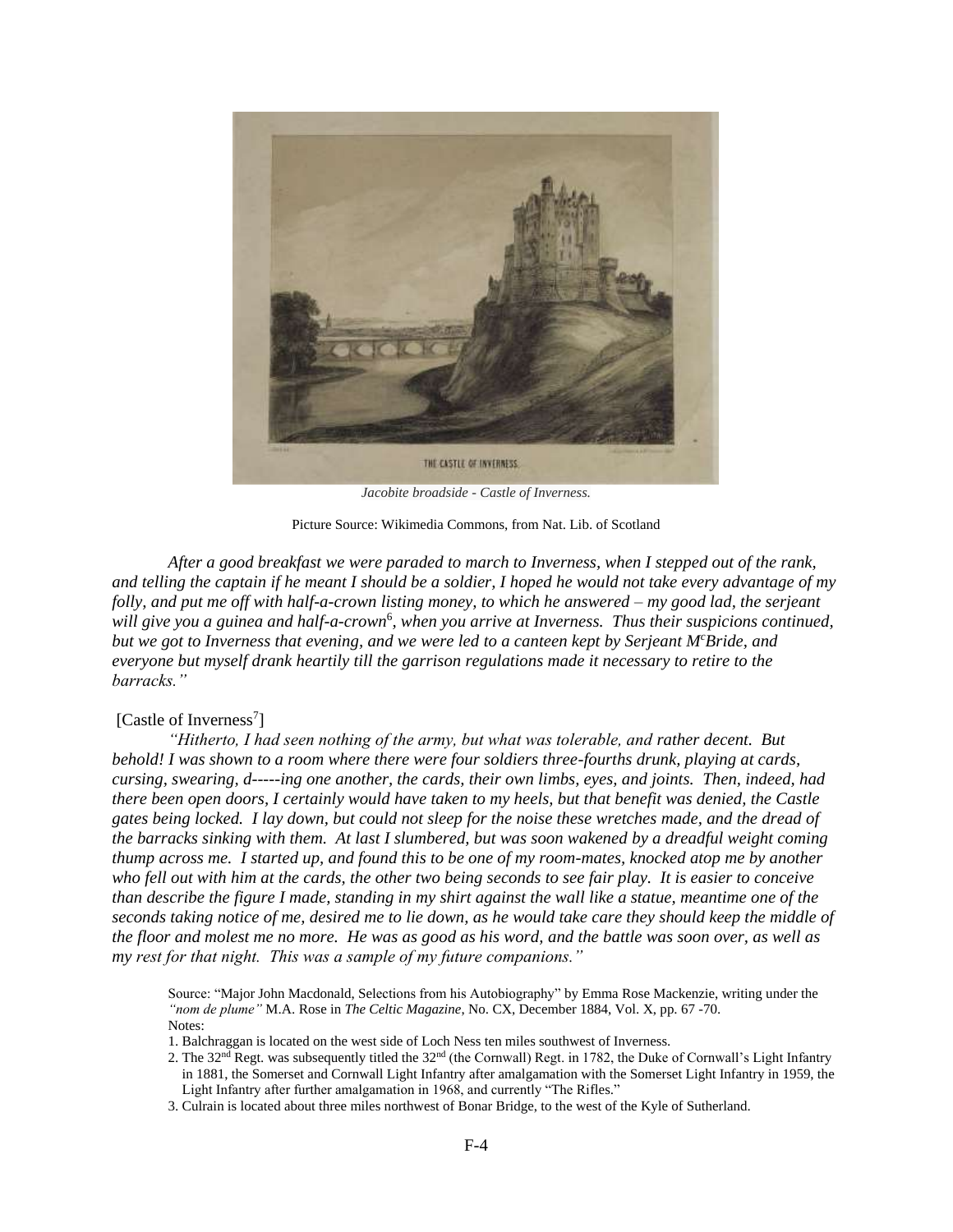*Jacobite broadside - Castle of Inverness.*

Picture Source: Wikimedia Commons, from Nat. Lib. of Scotland

*After a good breakfast we were paraded to march to Inverness, when I stepped out of the rank, and telling the captain if he meant I should be a soldier, I hoped he would not take every advantage of my folly, and put me off with half-a-crown listing money, to which he answered – my good lad, the serjeant will give you a guinea and half-a-crown*[6]*, when you arrive at Inverness. Thus their suspicions continued, but we got to Inverness that evening, and we were led to a canteen kept by Serjeant M*[c]*Bride, and everyone but myself drank heartily till the garrison regulations made it necessary to retire to the barracks."*

[Castle of Inverness[7]]

*"Hitherto, I had seen nothing of the army, but what was tolerable, and rather decent. But behold! I was shown to a room where there were four soldiers three-fourths drunk, playing at cards, cursing, swearing, d-----ing one another, the cards, their own limbs, eyes, and joints. Then, indeed, had there been open doors, I certainly would have taken to my heels, but that benefit was denied, the Castle gates being locked. I lay down, but could not sleep for the noise these wretches made, and the dread of the barracks sinking with them. At last I slumbered, but was soon wakened by a dreadful weight coming thump across me. I started up, and found this to be one of my room-mates, knocked atop me by another who fell out with him at the cards, the other two being seconds to see fair play. It is easier to conceive than describe the figure I made, standing in my shirt against the wall like a statue, meantime one of the seconds taking notice of me, desired me to lie down, as he would take care they should keep the middle of the floor and molest me no more. He was as good as his word, and the battle was soon over, as well as my rest for that night. This was a sample of my future companions."*

Source: "Major John Macdonald, Selections from his Autobiography" by Emma Rose Mackenzie, writing under the *"nom de plume"* M.A. Rose in *The Celtic Magazine*, No. CX, December 1884, Vol. X, pp. 67 -70.

Notes:

1. Balchraggan is located on the west side of Loch Ness ten miles southwest of Inverness.
2. The 32nd Regt. was subsequently titled the 32nd (the Cornwall) Regt. in 1782, the Duke of Cornwall's Light Infantry in 1881, the Somerset and Cornwall Light Infantry after amalgamation with the Somerset Light Infantry in 1959, the Light Infantry after further amalgamation in 1968, and currently "The Rifles."
3. Culrain is located about three miles northwest of Bonar Bridge, to the west of the Kyle of Sutherland.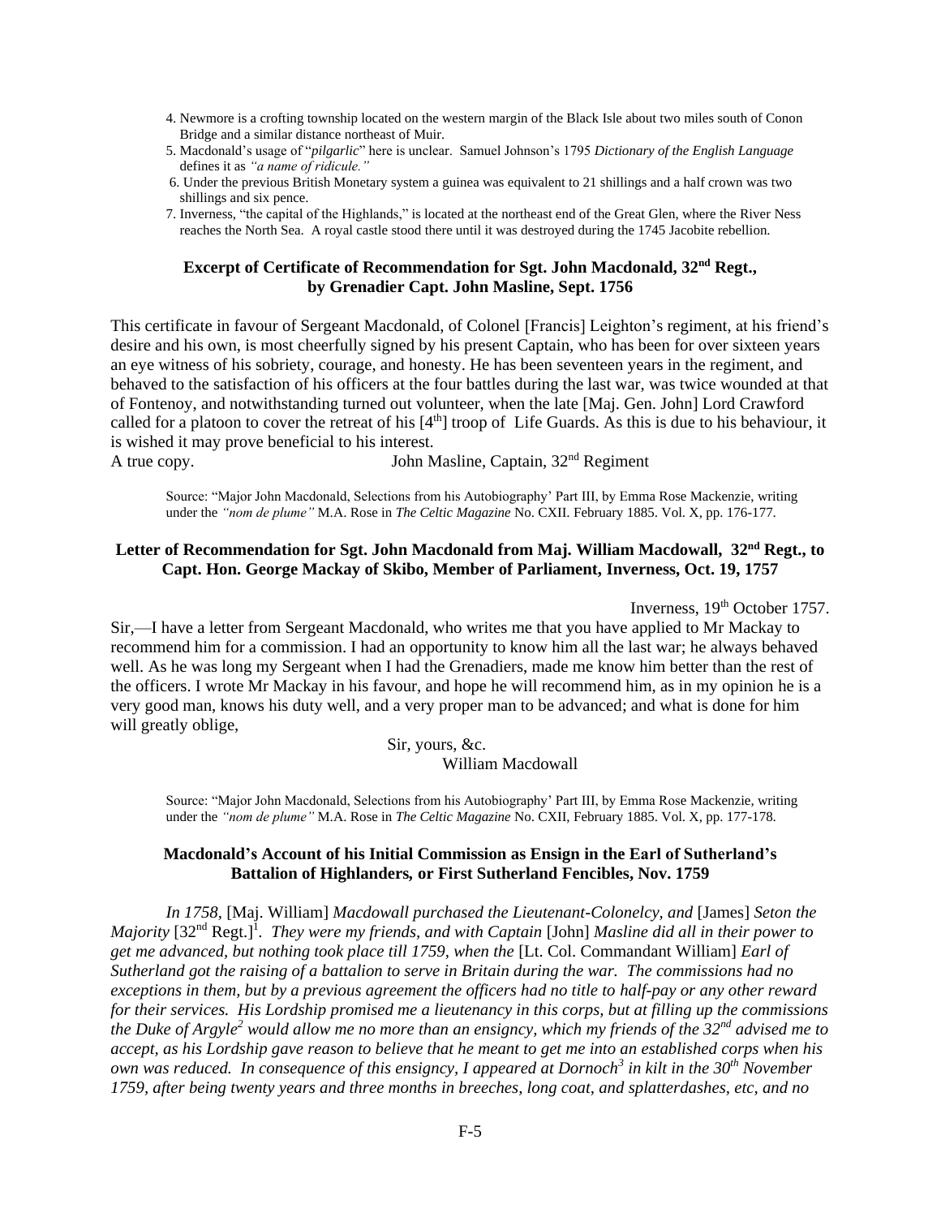4. Newmore is a crofting township located on the western margin of the Black Isle about two miles south of Conon Bridge and a similar distance northeast of Muir.
5. Macdonald's usage of "*pilgarlic*" here is unclear. Samuel Johnson's 1795 *Dictionary of the English Language* defines it as *"a name of ridicule."*
6. Under the previous British Monetary system a guinea was equivalent to 21 shillings and a half crown was two shillings and six pence.
7. Inverness, "the capital of the Highlands," is located at the northeast end of the Great Glen, where the River Ness reaches the North Sea. A royal castle stood there until it was destroyed during the 1745 Jacobite rebellion.

### Excerpt of Certificate of Recommendation for Sgt. John Macdonald, 32nd Regt., by Grenadier Capt. John Masline, Sept. 1756

This certificate in favour of Sergeant Macdonald, of Colonel [Francis] Leighton's regiment, at his friend's desire and his own, is most cheerfully signed by his present Captain, who has been for over sixteen years an eye witness of his sobriety, courage, and honesty. He has been seventeen years in the regiment, and behaved to the satisfaction of his officers at the four battles during the last war, was twice wounded at that of Fontenoy, and notwithstanding turned out volunteer, when the late [Maj. Gen. John] Lord Crawford called for a platoon to cover the retreat of his [4th] troop of Life Guards. As this is due to his behaviour, it is wished it may prove beneficial to his interest.

A true copy. John Masline, Captain, 32nd Regiment

Source: "Major John Macdonald, Selections from his Autobiography' Part III, by Emma Rose Mackenzie, writing under the *"nom de plume"* M.A. Rose in *The Celtic Magazine* No. CXII. February 1885. Vol. X, pp. 176-177.

### Letter of Recommendation for Sgt. John Macdonald from Maj. William Macdowall, 32nd Regt., to Capt. Hon. George Mackay of Skibo, Member of Parliament, Inverness, Oct. 19, 1757

Inverness, 19th October 1757.

Sir,—I have a letter from Sergeant Macdonald, who writes me that you have applied to Mr Mackay to recommend him for a commission. I had an opportunity to know him all the last war; he always behaved well. As he was long my Sergeant when I had the Grenadiers, made me know him better than the rest of the officers. I wrote Mr Mackay in his favour, and hope he will recommend him, as in my opinion he is a very good man, knows his duty well, and a very proper man to be advanced; and what is done for him will greatly oblige,

Sir, yours, &c.
William Macdowall

Source: "Major John Macdonald, Selections from his Autobiography' Part III, by Emma Rose Mackenzie, writing under the *"nom de plume"* M.A. Rose in *The Celtic Magazine* No. CXII, February 1885. Vol. X, pp. 177-178.

### Macdonald's Account of his Initial Commission as Ensign in the Earl of Sutherland's Battalion of Highlanders, or First Sutherland Fencibles, Nov. 1759

*In 1758,* [Maj. William] *Macdowall purchased the Lieutenant-Colonelcy, and* [James] *Seton the Majority* [32nd Regt.][1]. *They were my friends, and with Captain* [John] *Masline did all in their power to get me advanced, but nothing took place till 1759, when the* [Lt. Col. Commandant William] *Earl of Sutherland got the raising of a battalion to serve in Britain during the war. The commissions had no exceptions in them, but by a previous agreement the officers had no title to half-pay or any other reward for their services. His Lordship promised me a lieutenancy in this corps, but at filling up the commissions the Duke of Argyle[2] would allow me no more than an ensigncy, which my friends of the 32nd advised me to accept, as his Lordship gave reason to believe that he meant to get me into an established corps when his own was reduced. In consequence of this ensigncy, I appeared at Dornoch[3] in kilt in the 30th November 1759, after being twenty years and three months in breeches, long coat, and splatterdashes, etc, and no*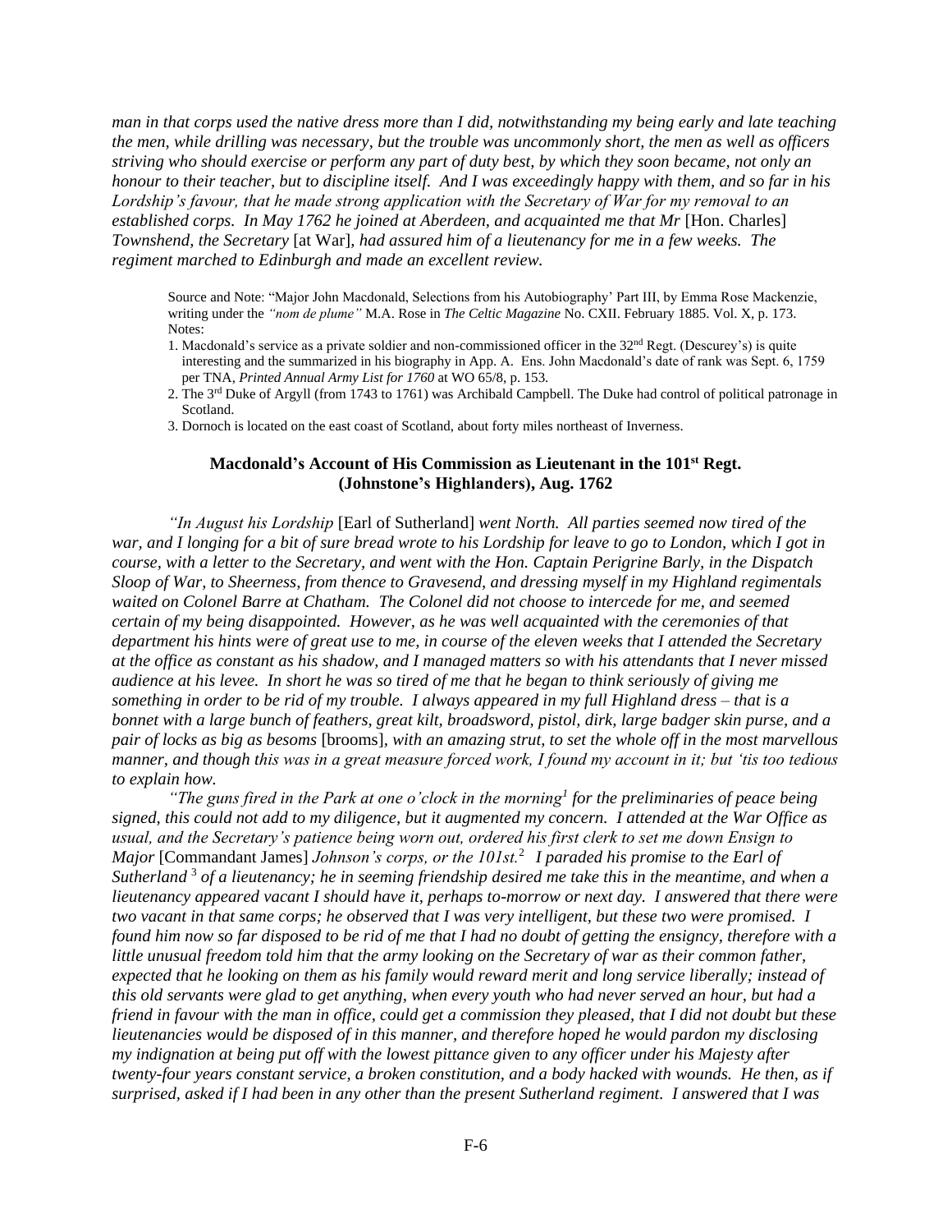*man in that corps used the native dress more than I did, notwithstanding my being early and late teaching the men, while drilling was necessary, but the trouble was uncommonly short, the men as well as officers striving who should exercise or perform any part of duty best, by which they soon became, not only an honour to their teacher, but to discipline itself. And I was exceedingly happy with them, and so far in his Lordship's favour, that he made strong application with the Secretary of War for my removal to an established corps. In May 1762 he joined at Aberdeen, and acquainted me that Mr* [Hon. Charles] *Townshend, the Secretary* [at War]*, had assured him of a lieutenancy for me in a few weeks. The regiment marched to Edinburgh and made an excellent review.*

Source and Note: "Major John Macdonald, Selections from his Autobiography' Part III, by Emma Rose Mackenzie, writing under the *"nom de plume"* M.A. Rose in *The Celtic Magazine* No. CXII. February 1885. Vol. X, p. 173. Notes:

1. Macdonald's service as a private soldier and non-commissioned officer in the 32nd Regt. (Descurey's) is quite interesting and the summarized in his biography in App. A. Ens. John Macdonald's date of rank was Sept. 6, 1759 per TNA, *Printed Annual Army List for 1760* at WO 65/8, p. 153.
2. The 3rd Duke of Argyll (from 1743 to 1761) was Archibald Campbell. The Duke had control of political patronage in Scotland.
3. Dornoch is located on the east coast of Scotland, about forty miles northeast of Inverness.

### Macdonald's Account of His Commission as Lieutenant in the 101st Regt. (Johnstone's Highlanders), Aug. 1762

*"In August his Lordship* [Earl of Sutherland] *went North. All parties seemed now tired of the war, and I longing for a bit of sure bread wrote to his Lordship for leave to go to London, which I got in course, with a letter to the Secretary, and went with the Hon. Captain Perigrine Barly, in the Dispatch Sloop of War, to Sheerness, from thence to Gravesend, and dressing myself in my Highland regimentals waited on Colonel Barre at Chatham. The Colonel did not choose to intercede for me, and seemed certain of my being disappointed. However, as he was well acquainted with the ceremonies of that department his hints were of great use to me, in course of the eleven weeks that I attended the Secretary at the office as constant as his shadow, and I managed matters so with his attendants that I never missed audience at his levee. In short he was so tired of me that he began to think seriously of giving me something in order to be rid of my trouble. I always appeared in my full Highland dress – that is a bonnet with a large bunch of feathers, great kilt, broadsword, pistol, dirk, large badger skin purse, and a pair of locks as big as besoms* [brooms]*, with an amazing strut, to set the whole off in the most marvellous manner, and though this was in a great measure forced work, I found my account in it; but 'tis too tedious to explain how.*

*"The guns fired in the Park at one o'clock in the morning*[1] *for the preliminaries of peace being signed, this could not add to my diligence, but it augmented my concern. I attended at the War Office as usual, and the Secretary's patience being worn out, ordered his first clerk to set me down Ensign to Major* [Commandant James] *Johnson's corps, or the 101st.*[2] *I paraded his promise to the Earl of Sutherland*[3] *of a lieutenancy; he in seeming friendship desired me take this in the meantime, and when a lieutenancy appeared vacant I should have it, perhaps to-morrow or next day. I answered that there were two vacant in that same corps; he observed that I was very intelligent, but these two were promised. I found him now so far disposed to be rid of me that I had no doubt of getting the ensigncy, therefore with a little unusual freedom told him that the army looking on the Secretary of war as their common father, expected that he looking on them as his family would reward merit and long service liberally; instead of this old servants were glad to get anything, when every youth who had never served an hour, but had a friend in favour with the man in office, could get a commission they pleased, that I did not doubt but these lieutenancies would be disposed of in this manner, and therefore hoped he would pardon my disclosing my indignation at being put off with the lowest pittance given to any officer under his Majesty after twenty-four years constant service, a broken constitution, and a body hacked with wounds. He then, as if surprised, asked if I had been in any other than the present Sutherland regiment. I answered that I was*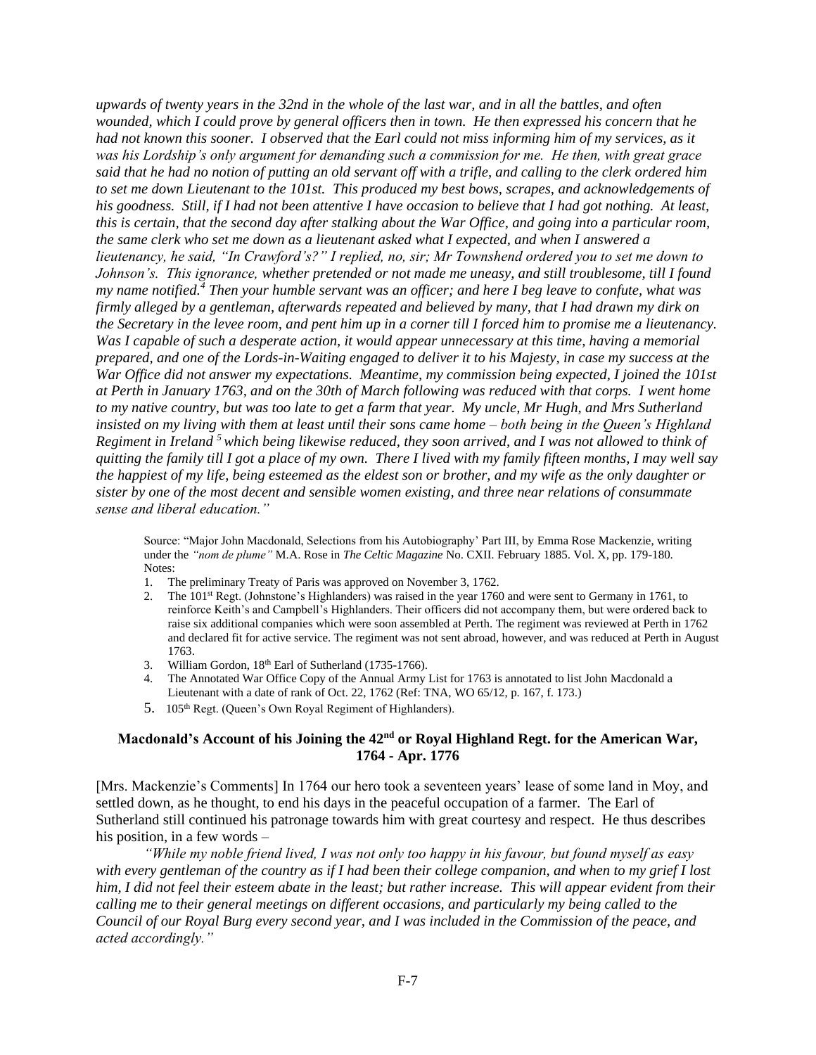*upwards of twenty years in the 32nd in the whole of the last war, and in all the battles, and often wounded, which I could prove by general officers then in town. He then expressed his concern that he had not known this sooner. I observed that the Earl could not miss informing him of my services, as it was his Lordship's only argument for demanding such a commission for me. He then, with great grace said that he had no notion of putting an old servant off with a trifle, and calling to the clerk ordered him to set me down Lieutenant to the 101st. This produced my best bows, scrapes, and acknowledgements of his goodness. Still, if I had not been attentive I have occasion to believe that I had got nothing. At least, this is certain, that the second day after stalking about the War Office, and going into a particular room, the same clerk who set me down as a lieutenant asked what I expected, and when I answered a lieutenancy, he said, "In Crawford's?" I replied, no, sir; Mr Townshend ordered you to set me down to Johnson's. This ignorance, whether pretended or not made me uneasy, and still troublesome, till I found my name notified.[4] Then your humble servant was an officer; and here I beg leave to confute, what was firmly alleged by a gentleman, afterwards repeated and believed by many, that I had drawn my dirk on the Secretary in the levee room, and pent him up in a corner till I forced him to promise me a lieutenancy. Was I capable of such a desperate action, it would appear unnecessary at this time, having a memorial prepared, and one of the Lords-in-Waiting engaged to deliver it to his Majesty, in case my success at the War Office did not answer my expectations. Meantime, my commission being expected, I joined the 101st at Perth in January 1763, and on the 30th of March following was reduced with that corps. I went home to my native country, but was too late to get a farm that year. My uncle, Mr Hugh, and Mrs Sutherland insisted on my living with them at least until their sons came home – both being in the Queen's Highland Regiment in Ireland [5] which being likewise reduced, they soon arrived, and I was not allowed to think of quitting the family till I got a place of my own. There I lived with my family fifteen months, I may well say the happiest of my life, being esteemed as the eldest son or brother, and my wife as the only daughter or sister by one of the most decent and sensible women existing, and three near relations of consummate sense and liberal education."*

Source: "Major John Macdonald, Selections from his Autobiography' Part III, by Emma Rose Mackenzie, writing under the *"nom de plume"* M.A. Rose in *The Celtic Magazine* No. CXII. February 1885. Vol. X, pp. 179-180.
Notes:

1. The preliminary Treaty of Paris was approved on November 3, 1762.
2. The 101st Regt. (Johnstone's Highlanders) was raised in the year 1760 and were sent to Germany in 1761, to reinforce Keith's and Campbell's Highlanders. Their officers did not accompany them, but were ordered back to raise six additional companies which were soon assembled at Perth. The regiment was reviewed at Perth in 1762 and declared fit for active service. The regiment was not sent abroad, however, and was reduced at Perth in August 1763.
3. William Gordon, 18th Earl of Sutherland (1735-1766).
4. The Annotated War Office Copy of the Annual Army List for 1763 is annotated to list John Macdonald a Lieutenant with a date of rank of Oct. 22, 1762 (Ref: TNA, WO 65/12, p. 167, f. 173.)
5. 105th Regt. (Queen's Own Royal Regiment of Highlanders).

### Macdonald's Account of his Joining the 42nd or Royal Highland Regt. for the American War, 1764 - Apr. 1776

[Mrs. Mackenzie's Comments] In 1764 our hero took a seventeen years' lease of some land in Moy, and settled down, as he thought, to end his days in the peaceful occupation of a farmer. The Earl of Sutherland still continued his patronage towards him with great courtesy and respect. He thus describes his position, in a few words –

*"While my noble friend lived, I was not only too happy in his favour, but found myself as easy with every gentleman of the country as if I had been their college companion, and when to my grief I lost him, I did not feel their esteem abate in the least; but rather increase. This will appear evident from their calling me to their general meetings on different occasions, and particularly my being called to the Council of our Royal Burg every second year, and I was included in the Commission of the peace, and acted accordingly."*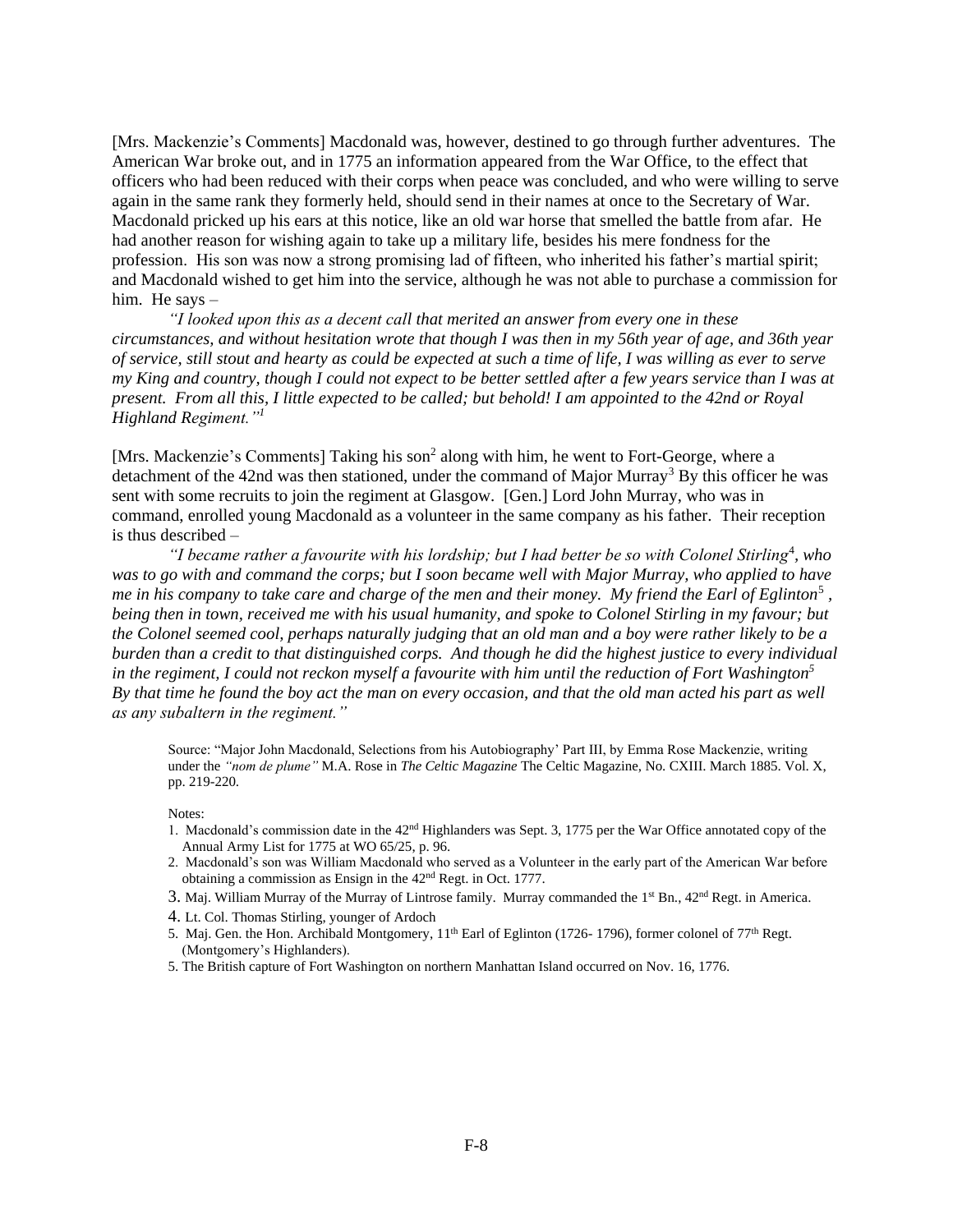[Mrs. Mackenzie's Comments] Macdonald was, however, destined to go through further adventures. The American War broke out, and in 1775 an information appeared from the War Office, to the effect that officers who had been reduced with their corps when peace was concluded, and who were willing to serve again in the same rank they formerly held, should send in their names at once to the Secretary of War. Macdonald pricked up his ears at this notice, like an old war horse that smelled the battle from afar. He had another reason for wishing again to take up a military life, besides his mere fondness for the profession. His son was now a strong promising lad of fifteen, who inherited his father's martial spirit; and Macdonald wished to get him into the service, although he was not able to purchase a commission for him. He says –

*"I looked upon this as a decent call that merited an answer from every one in these circumstances, and without hesitation wrote that though I was then in my 56th year of age, and 36th year of service, still stout and hearty as could be expected at such a time of life, I was willing as ever to serve my King and country, though I could not expect to be better settled after a few years service than I was at present. From all this, I little expected to be called; but behold! I am appointed to the 42nd or Royal Highland Regiment."*[1]

[Mrs. Mackenzie's Comments] Taking his son[2] along with him, he went to Fort-George, where a detachment of the 42nd was then stationed, under the command of Major Murray[3] By this officer he was sent with some recruits to join the regiment at Glasgow. [Gen.] Lord John Murray, who was in command, enrolled young Macdonald as a volunteer in the same company as his father. Their reception is thus described –

*"I became rather a favourite with his lordship; but I had better be so with Colonel Stirling*[4]*, who was to go with and command the corps; but I soon became well with Major Murray, who applied to have me in his company to take care and charge of the men and their money. My friend the Earl of Eglinton*[5]*, being then in town, received me with his usual humanity, and spoke to Colonel Stirling in my favour; but the Colonel seemed cool, perhaps naturally judging that an old man and a boy were rather likely to be a burden than a credit to that distinguished corps. And though he did the highest justice to every individual in the regiment, I could not reckon myself a favourite with him until the reduction of Fort Washington*[5] *By that time he found the boy act the man on every occasion, and that the old man acted his part as well as any subaltern in the regiment."*

Source: "Major John Macdonald, Selections from his Autobiography' Part III, by Emma Rose Mackenzie, writing under the *"nom de plume"* M.A. Rose in *The Celtic Magazine* The Celtic Magazine, No. CXIII. March 1885. Vol. X, pp. 219-220.

Notes:

1. Macdonald's commission date in the 42nd Highlanders was Sept. 3, 1775 per the War Office annotated copy of the Annual Army List for 1775 at WO 65/25, p. 96.
2. Macdonald's son was William Macdonald who served as a Volunteer in the early part of the American War before obtaining a commission as Ensign in the 42nd Regt. in Oct. 1777.
3. Maj. William Murray of the Murray of Lintrose family. Murray commanded the 1st Bn., 42nd Regt. in America.
4. Lt. Col. Thomas Stirling, younger of Ardoch
5. Maj. Gen. the Hon. Archibald Montgomery, 11th Earl of Eglinton (1726- 1796), former colonel of 77th Regt. (Montgomery's Highlanders).
5. The British capture of Fort Washington on northern Manhattan Island occurred on Nov. 16, 1776.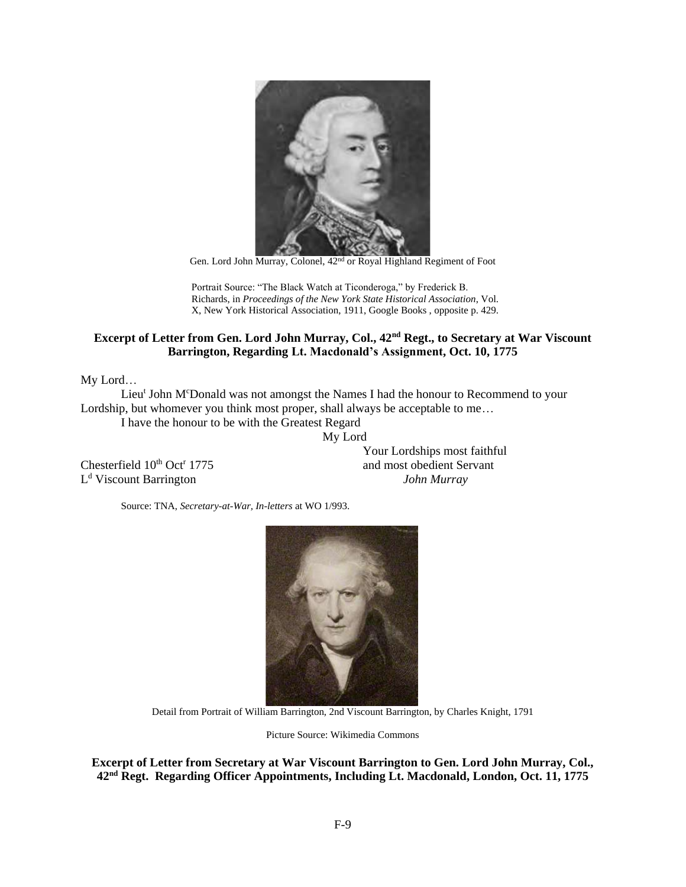Gen. Lord John Murray, Colonel, 42nd or Royal Highland Regiment of Foot

Portrait Source: "The Black Watch at Ticonderoga," by Frederick B. Richards, in *Proceedings of the New York State Historical Association*, Vol. X, New York Historical Association, 1911, Google Books , opposite p. 429.

### Excerpt of Letter from Gen. Lord John Murray, Col., 42nd Regt., to Secretary at War Viscount Barrington, Regarding Lt. Macdonald's Assignment, Oct. 10, 1775

My Lord…

Lieut John McDonald was not amongst the Names I had the honour to Recommend to your Lordship, but whomever you think most proper, shall always be acceptable to me…

I have the honour to be with the Greatest Regard

My Lord

Your Lordships most faithful
and most obedient Servant
*John Murray*

Chesterfield 10th Octr 1775
Ld Viscount Barrington

Source: TNA, *Secretary-at-War, In-letters* at WO 1/993.

Detail from Portrait of William Barrington, 2nd Viscount Barrington, by Charles Knight, 1791

Picture Source: Wikimedia Commons

### Excerpt of Letter from Secretary at War Viscount Barrington to Gen. Lord John Murray, Col., 42nd Regt. Regarding Officer Appointments, Including Lt. Macdonald, London, Oct. 11, 1775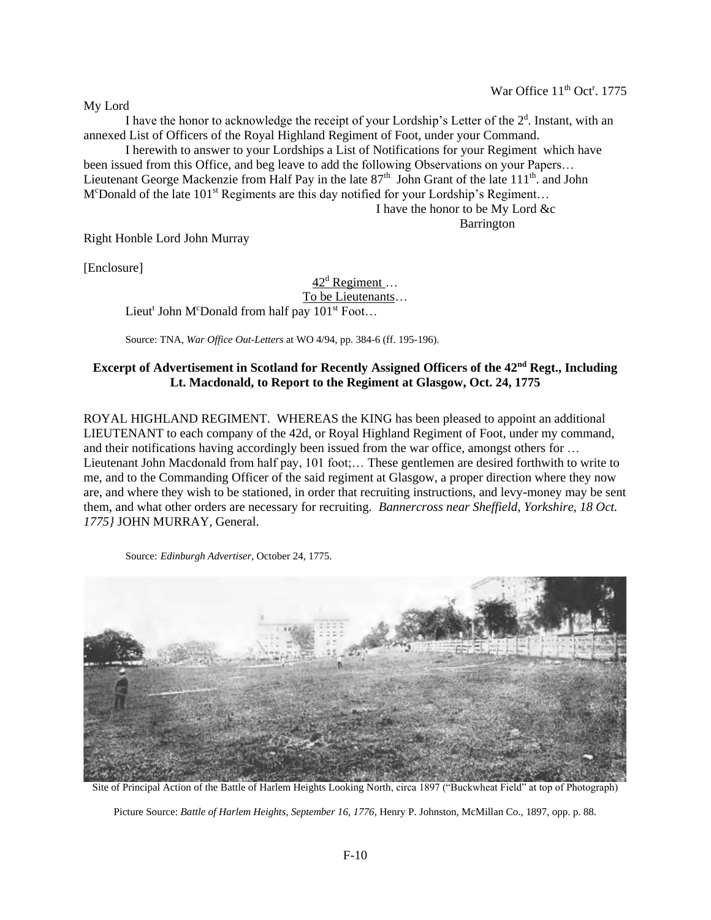War Office 11th Octr. 1775

My Lord

I have the honor to acknowledge the receipt of your Lordship's Letter of the 2d. Instant, with an annexed List of Officers of the Royal Highland Regiment of Foot, under your Command.

I herewith to answer to your Lordships a List of Notifications for your Regiment which have been issued from this Office, and beg leave to add the following Observations on your Papers… Lieutenant George Mackenzie from Half Pay in the late 87th John Grant of the late 111th. and John McDonald of the late 101st Regiments are this day notified for your Lordship's Regiment…

I have the honor to be My Lord &c

Barrington

Right Honble Lord John Murray

[Enclosure]

42d Regiment …

To be Lieutenants…

Lieutt John McDonald from half pay 101st Foot…

Source: TNA, *War Office Out-Letters* at WO 4/94, pp. 384-6 (ff. 195-196).

### Excerpt of Advertisement in Scotland for Recently Assigned Officers of the 42nd Regt., Including Lt. Macdonald, to Report to the Regiment at Glasgow, Oct. 24, 1775

ROYAL HIGHLAND REGIMENT. WHEREAS the KING has been pleased to appoint an additional LIEUTENANT to each company of the 42d, or Royal Highland Regiment of Foot, under my command, and their notifications having accordingly been issued from the war office, amongst others for … Lieutenant John Macdonald from half pay, 101 foot;… These gentlemen are desired forthwith to write to me, and to the Commanding Officer of the said regiment at Glasgow, a proper direction where they now are, and where they wish to be stationed, in order that recruiting instructions, and levy-money may be sent them, and what other orders are necessary for recruiting. *Bannercross near Sheffield, Yorkshire, 18 Oct. 1775}* JOHN MURRAY, General.

Source: *Edinburgh Advertiser*, October 24, 1775.

Site of Principal Action of the Battle of Harlem Heights Looking North, circa 1897 ("Buckwheat Field" at top of Photograph)

Picture Source: *Battle of Harlem Heights, September 16, 1776*, Henry P. Johnston, McMillan Co., 1897, opp. p. 88.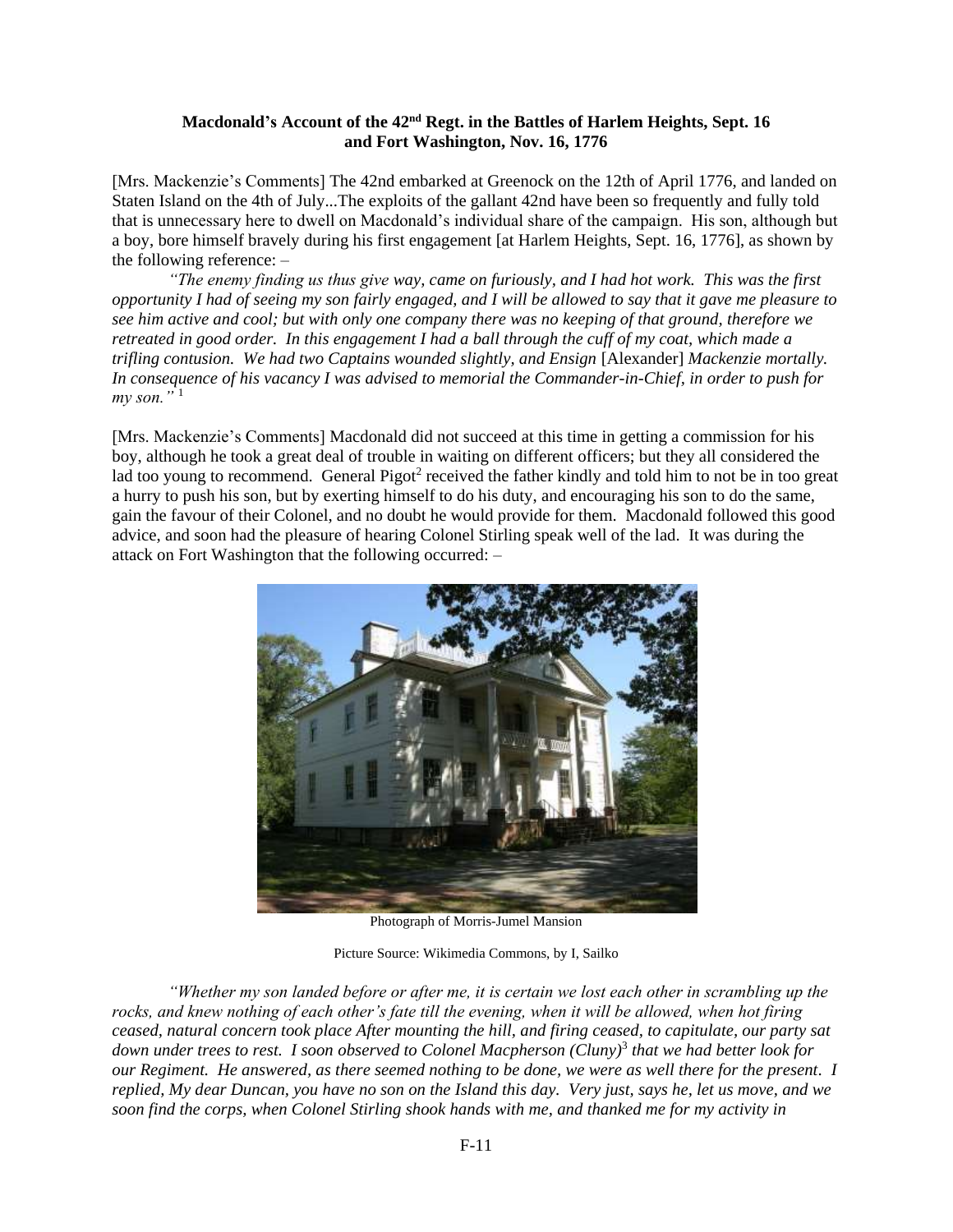**Macdonald's Account of the 42nd Regt. in the Battles of Harlem Heights, Sept. 16 and Fort Washington, Nov. 16, 1776**

[Mrs. Mackenzie's Comments] The 42nd embarked at Greenock on the 12th of April 1776, and landed on Staten Island on the 4th of July...The exploits of the gallant 42nd have been so frequently and fully told that is unnecessary here to dwell on Macdonald's individual share of the campaign. His son, although but a boy, bore himself bravely during his first engagement [at Harlem Heights, Sept. 16, 1776], as shown by the following reference: –

*"The enemy finding us thus give way, came on furiously, and I had hot work. This was the first opportunity I had of seeing my son fairly engaged, and I will be allowed to say that it gave me pleasure to see him active and cool; but with only one company there was no keeping of that ground, therefore we retreated in good order. In this engagement I had a ball through the cuff of my coat, which made a trifling contusion. We had two Captains wounded slightly, and Ensign* [Alexander] *Mackenzie mortally. In consequence of his vacancy I was advised to memorial the Commander-in-Chief, in order to push for my son."* [1]

[Mrs. Mackenzie's Comments] Macdonald did not succeed at this time in getting a commission for his boy, although he took a great deal of trouble in waiting on different officers; but they all considered the lad too young to recommend. General Pigot[2] received the father kindly and told him to not be in too great a hurry to push his son, but by exerting himself to do his duty, and encouraging his son to do the same, gain the favour of their Colonel, and no doubt he would provide for them. Macdonald followed this good advice, and soon had the pleasure of hearing Colonel Stirling speak well of the lad. It was during the attack on Fort Washington that the following occurred: –

Photograph of Morris-Jumel Mansion

Picture Source: Wikimedia Commons, by I, Sailko

*"Whether my son landed before or after me, it is certain we lost each other in scrambling up the rocks, and knew nothing of each other's fate till the evening, when it will be allowed, when hot firing ceased, natural concern took place After mounting the hill, and firing ceased, to capitulate, our party sat down under trees to rest. I soon observed to Colonel Macpherson (Cluny)*[3] *that we had better look for our Regiment. He answered, as there seemed nothing to be done, we were as well there for the present. I replied, My dear Duncan, you have no son on the Island this day. Very just, says he, let us move, and we soon find the corps, when Colonel Stirling shook hands with me, and thanked me for my activity in*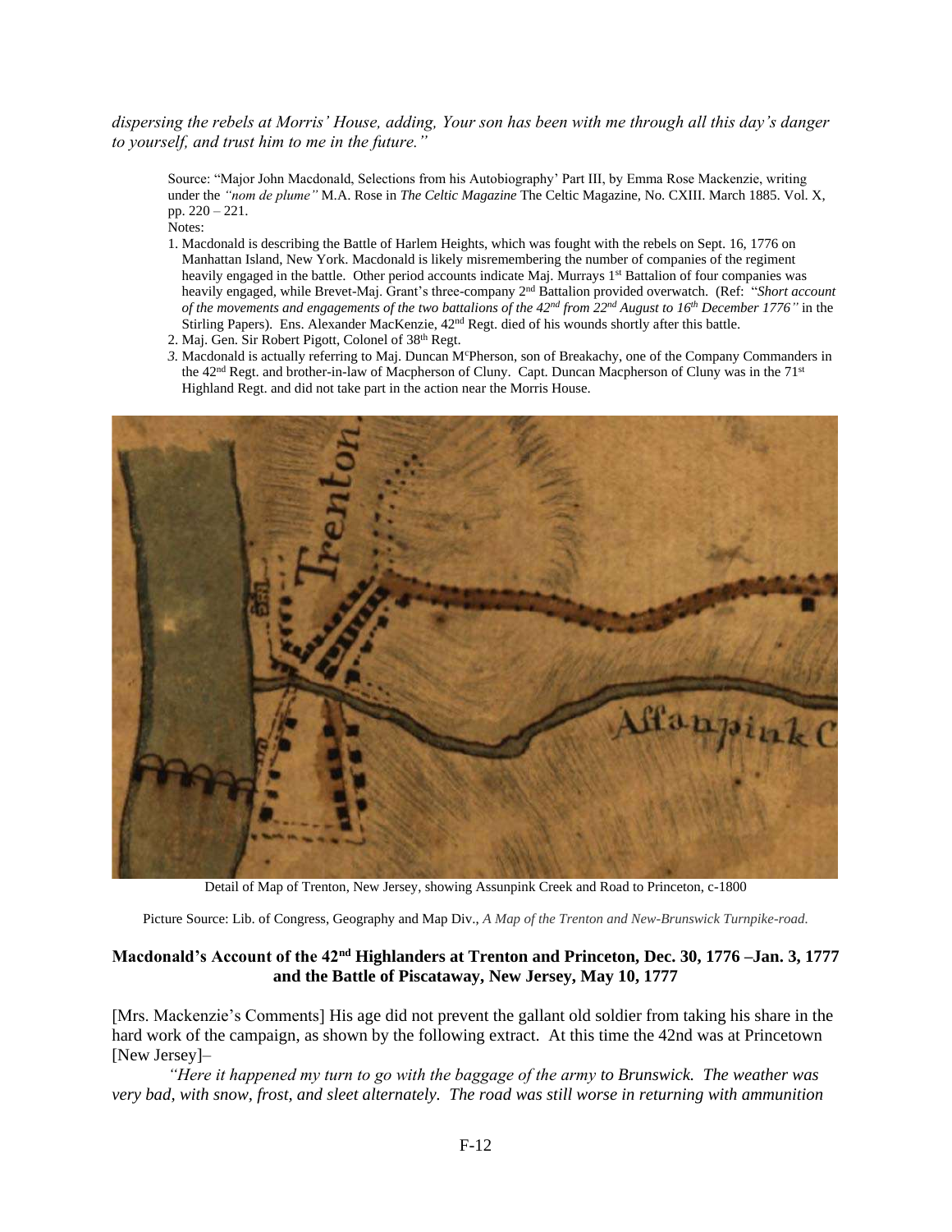*dispersing the rebels at Morris' House, adding, Your son has been with me through all this day's danger to yourself, and trust him to me in the future."*

Source: "Major John Macdonald, Selections from his Autobiography' Part III, by Emma Rose Mackenzie, writing under the *"nom de plume"* M.A. Rose in *The Celtic Magazine* The Celtic Magazine, No. CXIII. March 1885. Vol. X, pp. 220 – 221.

Notes:

1. Macdonald is describing the Battle of Harlem Heights, which was fought with the rebels on Sept. 16, 1776 on Manhattan Island, New York. Macdonald is likely misremembering the number of companies of the regiment heavily engaged in the battle. Other period accounts indicate Maj. Murrays 1st Battalion of four companies was heavily engaged, while Brevet-Maj. Grant's three-company 2nd Battalion provided overwatch. (Ref: "*Short account of the movements and engagements of the two battalions of the 42nd from 22nd August to 16th December 1776"* in the Stirling Papers). Ens. Alexander MacKenzie, 42nd Regt. died of his wounds shortly after this battle.
2. Maj. Gen. Sir Robert Pigott, Colonel of 38th Regt.
3. Macdonald is actually referring to Maj. Duncan McPherson, son of Breakachy, one of the Company Commanders in the 42nd Regt. and brother-in-law of Macpherson of Cluny. Capt. Duncan Macpherson of Cluny was in the 71st Highland Regt. and did not take part in the action near the Morris House.

Detail of Map of Trenton, New Jersey, showing Assunpink Creek and Road to Princeton, c-1800

Picture Source: Lib. of Congress, Geography and Map Div., *A Map of the Trenton and New-Brunswick Turnpike-road.*

## Macdonald's Account of the 42nd Highlanders at Trenton and Princeton, Dec. 30, 1776 –Jan. 3, 1777 and the Battle of Piscataway, New Jersey, May 10, 1777

[Mrs. Mackenzie's Comments] His age did not prevent the gallant old soldier from taking his share in the hard work of the campaign, as shown by the following extract. At this time the 42nd was at Princetown [New Jersey]–

*"Here it happened my turn to go with the baggage of the army to Brunswick. The weather was very bad, with snow, frost, and sleet alternately. The road was still worse in returning with ammunition*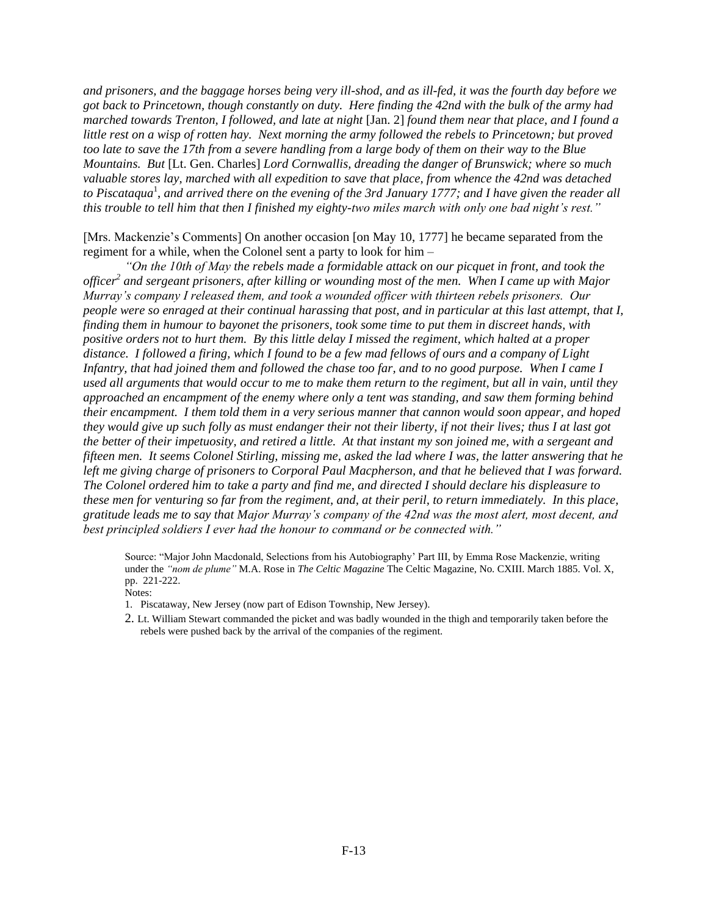*and prisoners, and the baggage horses being very ill-shod, and as ill-fed, it was the fourth day before we got back to Princetown, though constantly on duty. Here finding the 42nd with the bulk of the army had marched towards Trenton, I followed, and late at night* [Jan. 2] *found them near that place, and I found a little rest on a wisp of rotten hay. Next morning the army followed the rebels to Princetown; but proved too late to save the 17th from a severe handling from a large body of them on their way to the Blue Mountains. But* [Lt. Gen. Charles] *Lord Cornwallis, dreading the danger of Brunswick; where so much valuable stores lay, marched with all expedition to save that place, from whence the 42nd was detached to Piscataqua*[1]*, and arrived there on the evening of the 3rd January 1777; and I have given the reader all this trouble to tell him that then I finished my eighty-two miles march with only one bad night's rest."*

[Mrs. Mackenzie's Comments] On another occasion [on May 10, 1777] he became separated from the regiment for a while, when the Colonel sent a party to look for him –

*"On the 10th of May the rebels made a formidable attack on our picquet in front, and took the officer*[2] *and sergeant prisoners, after killing or wounding most of the men. When I came up with Major Murray's company I released them, and took a wounded officer with thirteen rebels prisoners. Our people were so enraged at their continual harassing that post, and in particular at this last attempt, that I, finding them in humour to bayonet the prisoners, took some time to put them in discreet hands, with positive orders not to hurt them. By this little delay I missed the regiment, which halted at a proper distance. I followed a firing, which I found to be a few mad fellows of ours and a company of Light Infantry, that had joined them and followed the chase too far, and to no good purpose. When I came I used all arguments that would occur to me to make them return to the regiment, but all in vain, until they approached an encampment of the enemy where only a tent was standing, and saw them forming behind their encampment. I them told them in a very serious manner that cannon would soon appear, and hoped they would give up such folly as must endanger their not their liberty, if not their lives; thus I at last got the better of their impetuosity, and retired a little. At that instant my son joined me, with a sergeant and fifteen men. It seems Colonel Stirling, missing me, asked the lad where I was, the latter answering that he left me giving charge of prisoners to Corporal Paul Macpherson, and that he believed that I was forward. The Colonel ordered him to take a party and find me, and directed I should declare his displeasure to these men for venturing so far from the regiment, and, at their peril, to return immediately. In this place, gratitude leads me to say that Major Murray's company of the 42nd was the most alert, most decent, and best principled soldiers I ever had the honour to command or be connected with."*

Source: "Major John Macdonald, Selections from his Autobiography' Part III, by Emma Rose Mackenzie, writing under the *"nom de plume"* M.A. Rose in *The Celtic Magazine* The Celtic Magazine, No. CXIII. March 1885. Vol. X, pp. 221-222.

Notes:

1. Piscataway, New Jersey (now part of Edison Township, New Jersey).
2. Lt. William Stewart commanded the picket and was badly wounded in the thigh and temporarily taken before the rebels were pushed back by the arrival of the companies of the regiment.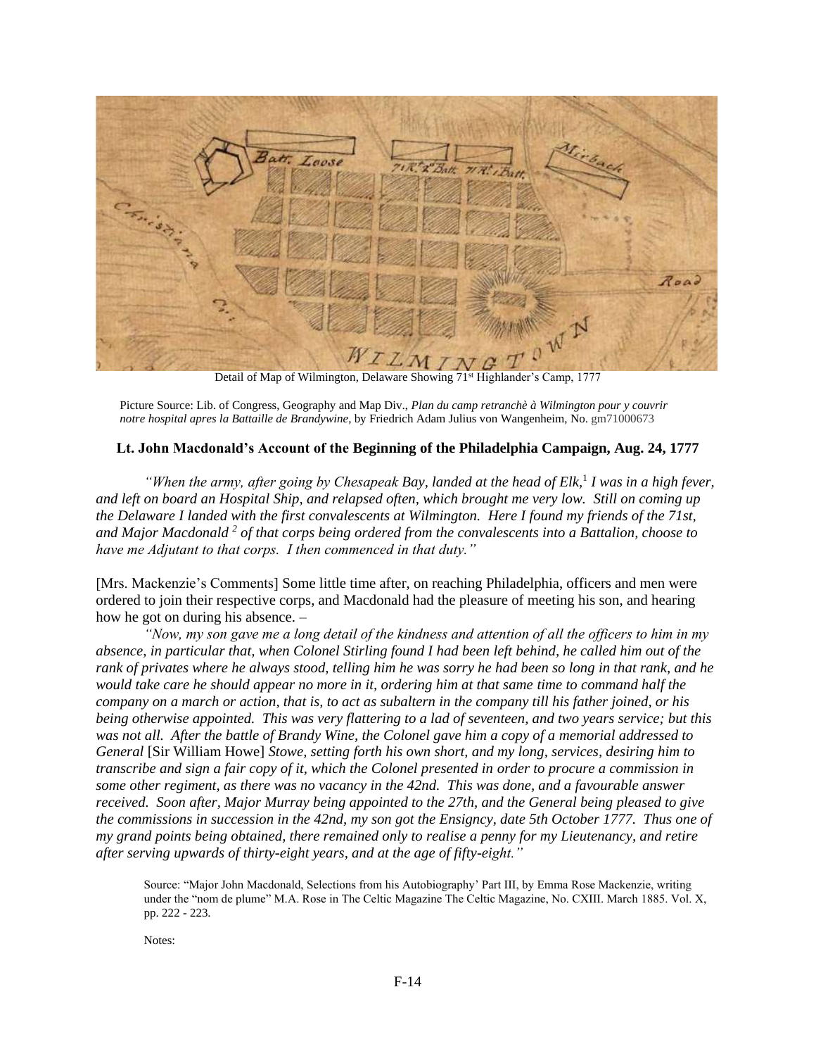Detail of Map of Wilmington, Delaware Showing 71st Highlander's Camp, 1777

Picture Source: Lib. of Congress, Geography and Map Div., *Plan du camp retranchè à Wilmington pour y couvrir notre hospital apres la Battaille de Brandywine*, by Friedrich Adam Julius von Wangenheim, No. gm71000673

### Lt. John Macdonald's Account of the Beginning of the Philadelphia Campaign, Aug. 24, 1777

*"When the army, after going by Chesapeak Bay, landed at the head of Elk,*[1] *I was in a high fever, and left on board an Hospital Ship, and relapsed often, which brought me very low. Still on coming up the Delaware I landed with the first convalescents at Wilmington. Here I found my friends of the 71st, and Major Macdonald* [2] *of that corps being ordered from the convalescents into a Battalion, choose to have me Adjutant to that corps. I then commenced in that duty."*

[Mrs. Mackenzie's Comments] Some little time after, on reaching Philadelphia, officers and men were ordered to join their respective corps, and Macdonald had the pleasure of meeting his son, and hearing how he got on during his absence. –

*"Now, my son gave me a long detail of the kindness and attention of all the officers to him in my absence, in particular that, when Colonel Stirling found I had been left behind, he called him out of the rank of privates where he always stood, telling him he was sorry he had been so long in that rank, and he would take care he should appear no more in it, ordering him at that same time to command half the company on a march or action, that is, to act as subaltern in the company till his father joined, or his being otherwise appointed. This was very flattering to a lad of seventeen, and two years service; but this was not all. After the battle of Brandy Wine, the Colonel gave him a copy of a memorial addressed to General* [Sir William Howe] *Stowe, setting forth his own short, and my long, services, desiring him to transcribe and sign a fair copy of it, which the Colonel presented in order to procure a commission in some other regiment, as there was no vacancy in the 42nd. This was done, and a favourable answer received. Soon after, Major Murray being appointed to the 27th, and the General being pleased to give the commissions in succession in the 42nd, my son got the Ensigncy, date 5th October 1777. Thus one of my grand points being obtained, there remained only to realise a penny for my Lieutenancy, and retire after serving upwards of thirty-eight years, and at the age of fifty-eight."*

Source: "Major John Macdonald, Selections from his Autobiography' Part III, by Emma Rose Mackenzie, writing under the "nom de plume" M.A. Rose in The Celtic Magazine The Celtic Magazine, No. CXIII. March 1885. Vol. X, pp. 222 - 223.

Notes: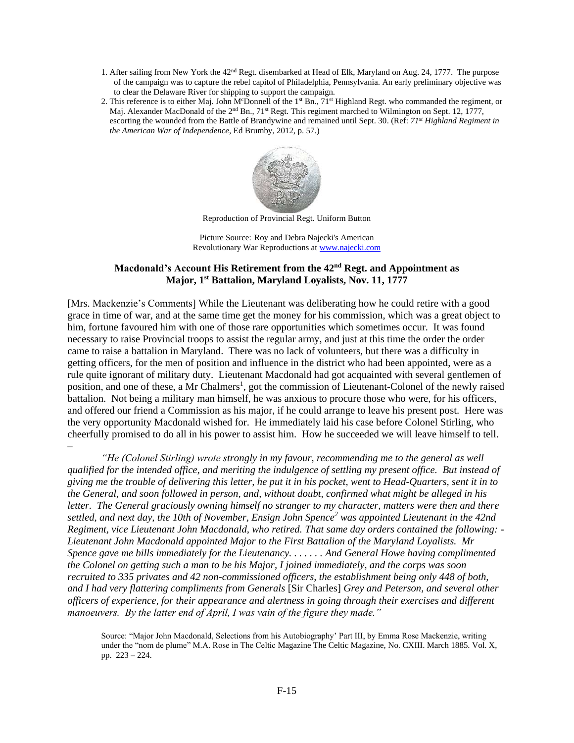1. After sailing from New York the 42nd Regt. disembarked at Head of Elk, Maryland on Aug. 24, 1777. The purpose of the campaign was to capture the rebel capitol of Philadelphia, Pennsylvania. An early preliminary objective was to clear the Delaware River for shipping to support the campaign.
2. This reference is to either Maj. John McDonnell of the 1st Bn., 71st Highland Regt. who commanded the regiment, or Maj. Alexander MacDonald of the 2nd Bn., 71st Regt. This regiment marched to Wilmington on Sept. 12, 1777, escorting the wounded from the Battle of Brandywine and remained until Sept. 30. (Ref: *71st Highland Regiment in the American War of Independence*, Ed Brumby, 2012, p. 57.)

Reproduction of Provincial Regt. Uniform Button

Picture Source: Roy and Debra Najecki's American Revolutionary War Reproductions at www.najecki.com

## Macdonald's Account His Retirement from the 42nd Regt. and Appointment as Major, 1st Battalion, Maryland Loyalists, Nov. 11, 1777

[Mrs. Mackenzie's Comments] While the Lieutenant was deliberating how he could retire with a good grace in time of war, and at the same time get the money for his commission, which was a great object to him, fortune favoured him with one of those rare opportunities which sometimes occur. It was found necessary to raise Provincial troops to assist the regular army, and just at this time the order the order came to raise a battalion in Maryland. There was no lack of volunteers, but there was a difficulty in getting officers, for the men of position and influence in the district who had been appointed, were as a rule quite ignorant of military duty. Lieutenant Macdonald had got acquainted with several gentlemen of position, and one of these, a Mr Chalmers[1], got the commission of Lieutenant-Colonel of the newly raised battalion. Not being a military man himself, he was anxious to procure those who were, for his officers, and offered our friend a Commission as his major, if he could arrange to leave his present post. Here was the very opportunity Macdonald wished for. He immediately laid his case before Colonel Stirling, who cheerfully promised to do all in his power to assist him. How he succeeded we will leave himself to tell.
–

*"He (Colonel Stirling) wrote strongly in my favour, recommending me to the general as well qualified for the intended office, and meriting the indulgence of settling my present office. But instead of giving me the trouble of delivering this letter, he put it in his pocket, went to Head-Quarters, sent it in to the General, and soon followed in person, and, without doubt, confirmed what might be alleged in his letter. The General graciously owning himself no stranger to my character, matters were then and there settled, and next day, the 10th of November, Ensign John Spence[2] was appointed Lieutenant in the 42nd Regiment, vice Lieutenant John Macdonald, who retired. That same day orders contained the following: - Lieutenant John Macdonald appointed Major to the First Battalion of the Maryland Loyalists. Mr Spence gave me bills immediately for the Lieutenancy. . . . . . . And General Howe having complimented the Colonel on getting such a man to be his Major, I joined immediately, and the corps was soon recruited to 335 privates and 42 non-commissioned officers, the establishment being only 448 of both, and I had very flattering compliments from Generals* [Sir Charles] *Grey and Peterson, and several other officers of experience, for their appearance and alertness in going through their exercises and different manoeuvers. By the latter end of April, I was vain of the figure they made."*

Source: "Major John Macdonald, Selections from his Autobiography' Part III, by Emma Rose Mackenzie, writing under the "nom de plume" M.A. Rose in The Celtic Magazine The Celtic Magazine, No. CXIII. March 1885. Vol. X, pp. 223 – 224.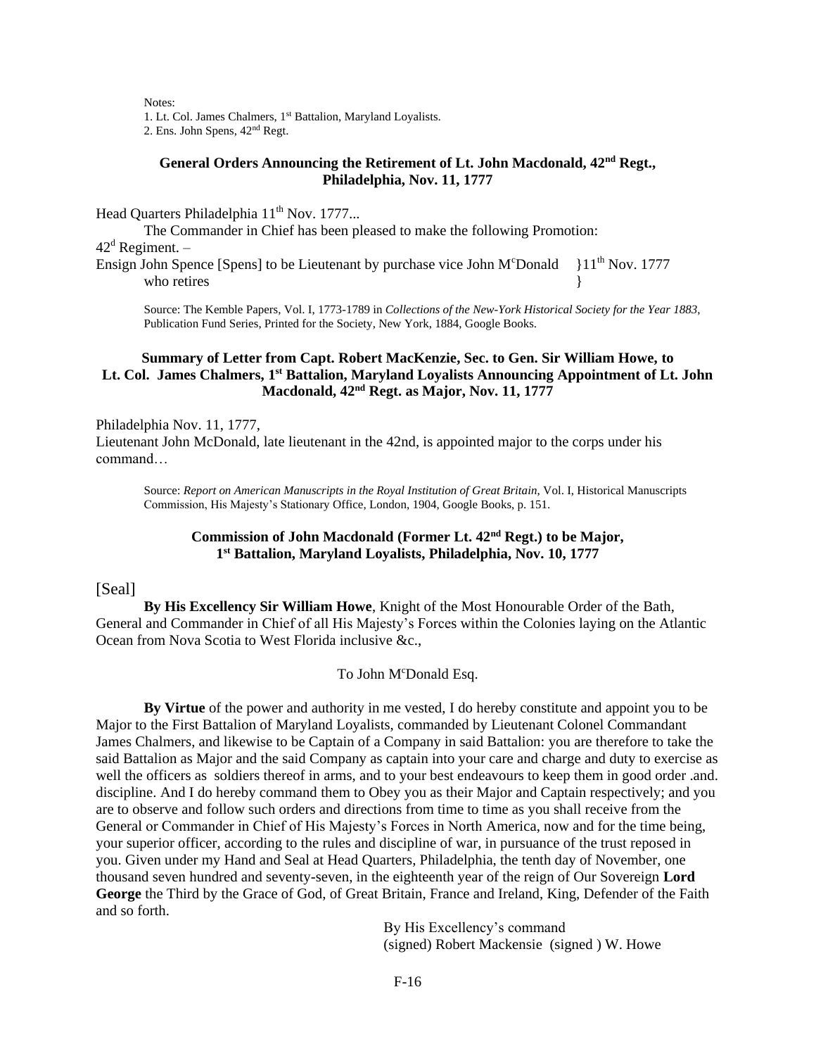Notes:
1. Lt. Col. James Chalmers, 1st Battalion, Maryland Loyalists.
2. Ens. John Spens, 42nd Regt.

### General Orders Announcing the Retirement of Lt. John Macdonald, 42nd Regt., Philadelphia, Nov. 11, 1777

Head Quarters Philadelphia 11th Nov. 1777...

The Commander in Chief has been pleased to make the following Promotion:

42d Regiment. –

Ensign John Spence [Spens] to be Lieutenant by purchase vice John McDonald who retires }11th Nov. 1777

Source: The Kemble Papers, Vol. I, 1773-1789 in *Collections of the New-York Historical Society for the Year 1883*, Publication Fund Series, Printed for the Society, New York, 1884, Google Books.

### Summary of Letter from Capt. Robert MacKenzie, Sec. to Gen. Sir William Howe, to Lt. Col. James Chalmers, 1st Battalion, Maryland Loyalists Announcing Appointment of Lt. John Macdonald, 42nd Regt. as Major, Nov. 11, 1777

Philadelphia Nov. 11, 1777,
Lieutenant John McDonald, late lieutenant in the 42nd, is appointed major to the corps under his command…

Source: *Report on American Manuscripts in the Royal Institution of Great Britain*, Vol. I, Historical Manuscripts Commission, His Majesty's Stationary Office, London, 1904, Google Books, p. 151.

### Commission of John Macdonald (Former Lt. 42nd Regt.) to be Major, 1st Battalion, Maryland Loyalists, Philadelphia, Nov. 10, 1777

[Seal]

**By His Excellency Sir William Howe**, Knight of the Most Honourable Order of the Bath, General and Commander in Chief of all His Majesty's Forces within the Colonies laying on the Atlantic Ocean from Nova Scotia to West Florida inclusive &c.,

To John McDonald Esq.

**By Virtue** of the power and authority in me vested, I do hereby constitute and appoint you to be Major to the First Battalion of Maryland Loyalists, commanded by Lieutenant Colonel Commandant James Chalmers, and likewise to be Captain of a Company in said Battalion: you are therefore to take the said Battalion as Major and the said Company as captain into your care and charge and duty to exercise as well the officers as soldiers thereof in arms, and to your best endeavours to keep them in good order .and. discipline. And I do hereby command them to Obey you as their Major and Captain respectively; and you are to observe and follow such orders and directions from time to time as you shall receive from the General or Commander in Chief of His Majesty's Forces in North America, now and for the time being, your superior officer, according to the rules and discipline of war, in pursuance of the trust reposed in you. Given under my Hand and Seal at Head Quarters, Philadelphia, the tenth day of November, one thousand seven hundred and seventy-seven, in the eighteenth year of the reign of Our Sovereign **Lord George** the Third by the Grace of God, of Great Britain, France and Ireland, King, Defender of the Faith and so forth.

By His Excellency's command
(signed) Robert Mackensie (signed ) W. Howe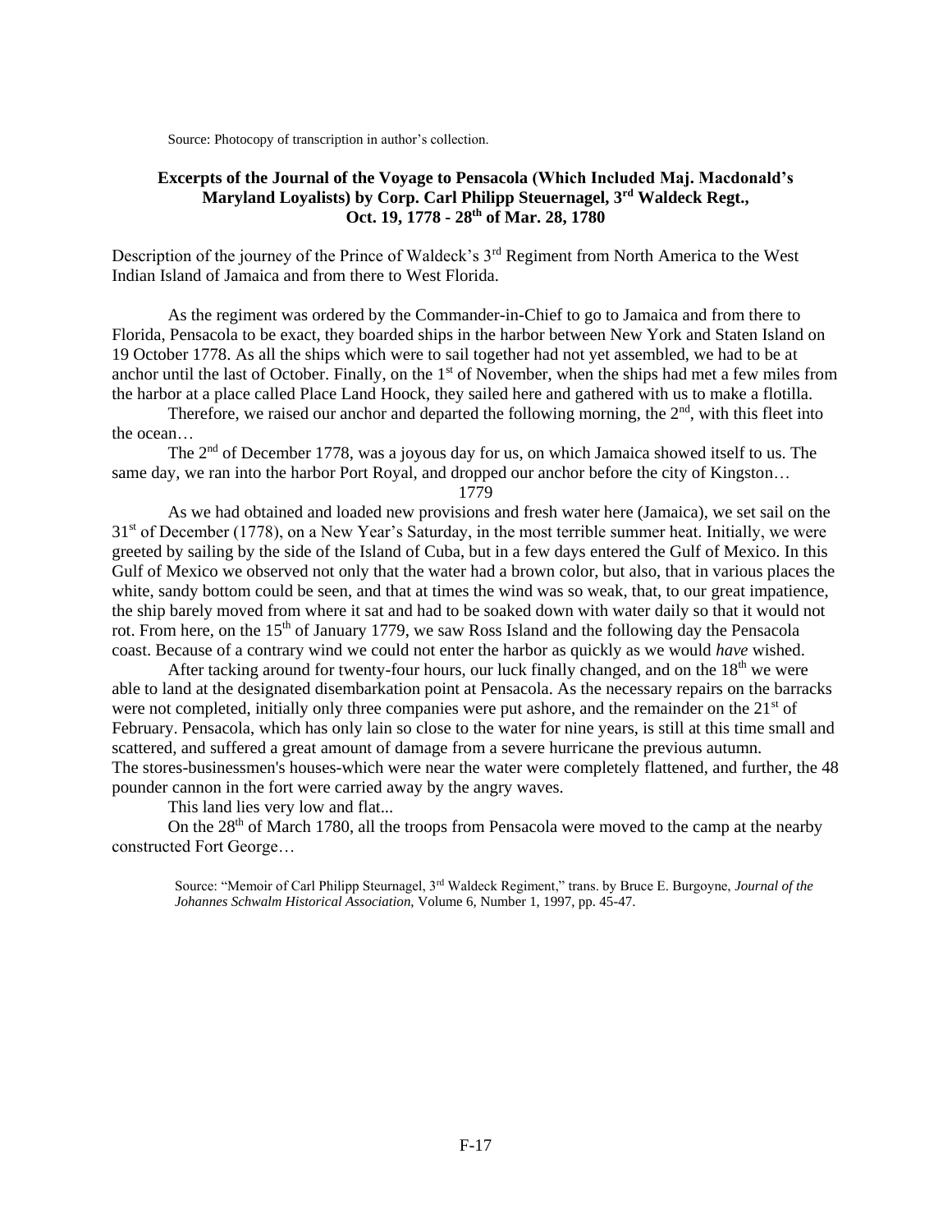Source: Photocopy of transcription in author's collection.

### Excerpts of the Journal of the Voyage to Pensacola (Which Included Maj. Macdonald's Maryland Loyalists) by Corp. Carl Philipp Steuernagel, 3rd Waldeck Regt., Oct. 19, 1778 - 28th of Mar. 28, 1780

Description of the journey of the Prince of Waldeck's 3rd Regiment from North America to the West Indian Island of Jamaica and from there to West Florida.

As the regiment was ordered by the Commander-in-Chief to go to Jamaica and from there to Florida, Pensacola to be exact, they boarded ships in the harbor between New York and Staten Island on 19 October 1778. As all the ships which were to sail together had not yet assembled, we had to be at anchor until the last of October. Finally, on the 1st of November, when the ships had met a few miles from the harbor at a place called Place Land Hoock, they sailed here and gathered with us to make a flotilla.

Therefore, we raised our anchor and departed the following morning, the 2nd, with this fleet into the ocean…

The 2nd of December 1778, was a joyous day for us, on which Jamaica showed itself to us. The same day, we ran into the harbor Port Royal, and dropped our anchor before the city of Kingston…

1779

As we had obtained and loaded new provisions and fresh water here (Jamaica), we set sail on the 31st of December (1778), on a New Year's Saturday, in the most terrible summer heat. Initially, we were greeted by sailing by the side of the Island of Cuba, but in a few days entered the Gulf of Mexico. In this Gulf of Mexico we observed not only that the water had a brown color, but also, that in various places the white, sandy bottom could be seen, and that at times the wind was so weak, that, to our great impatience, the ship barely moved from where it sat and had to be soaked down with water daily so that it would not rot. From here, on the 15th of January 1779, we saw Ross Island and the following day the Pensacola coast. Because of a contrary wind we could not enter the harbor as quickly as we would *have* wished.

After tacking around for twenty-four hours, our luck finally changed, and on the 18th we were able to land at the designated disembarkation point at Pensacola. As the necessary repairs on the barracks were not completed, initially only three companies were put ashore, and the remainder on the 21st of February. Pensacola, which has only lain so close to the water for nine years, is still at this time small and scattered, and suffered a great amount of damage from a severe hurricane the previous autumn. The stores-businessmen's houses-which were near the water were completely flattened, and further, the 48 pounder cannon in the fort were carried away by the angry waves.

This land lies very low and flat...

On the 28th of March 1780, all the troops from Pensacola were moved to the camp at the nearby constructed Fort George…

Source: "Memoir of Carl Philipp Steurnagel, 3rd Waldeck Regiment," trans. by Bruce E. Burgoyne, *Journal of the Johannes Schwalm Historical Association*, Volume 6, Number 1, 1997, pp. 45-47.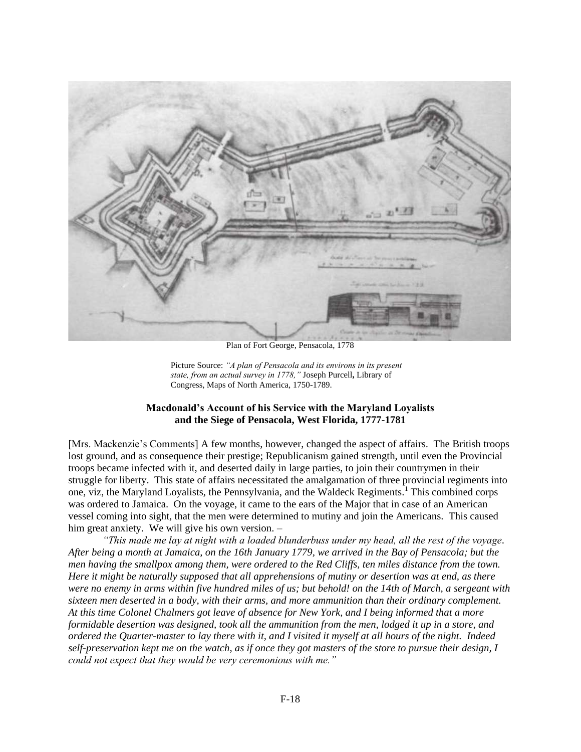Plan of Fort George, Pensacola, 1778

Picture Source: *"A plan of Pensacola and its environs in its present state, from an actual survey in 1778,"* Joseph Purcell**,** Library of Congress, Maps of North America, 1750-1789.

**Macdonald's Account of his Service with the Maryland Loyalists and the Siege of Pensacola, West Florida, 1777-1781**

[Mrs. Mackenzie's Comments] A few months, however, changed the aspect of affairs. The British troops lost ground, and as consequence their prestige; Republicanism gained strength, until even the Provincial troops became infected with it, and deserted daily in large parties, to join their countrymen in their struggle for liberty. This state of affairs necessitated the amalgamation of three provincial regiments into one, viz, the Maryland Loyalists, the Pennsylvania, and the Waldeck Regiments.[1] This combined corps was ordered to Jamaica. On the voyage, it came to the ears of the Major that in case of an American vessel coming into sight, that the men were determined to mutiny and join the Americans. This caused him great anxiety. We will give his own version. –

*"This made me lay at night with a loaded blunderbuss under my head, all the rest of the voyage. After being a month at Jamaica, on the 16th January 1779, we arrived in the Bay of Pensacola; but the men having the smallpox among them, were ordered to the Red Cliffs, ten miles distance from the town. Here it might be naturally supposed that all apprehensions of mutiny or desertion was at end, as there were no enemy in arms within five hundred miles of us; but behold! on the 14th of March, a sergeant with sixteen men deserted in a body, with their arms, and more ammunition than their ordinary complement. At this time Colonel Chalmers got leave of absence for New York, and I being informed that a more formidable desertion was designed, took all the ammunition from the men, lodged it up in a store, and ordered the Quarter-master to lay there with it, and I visited it myself at all hours of the night. Indeed self-preservation kept me on the watch, as if once they got masters of the store to pursue their design, I could not expect that they would be very ceremonious with me."*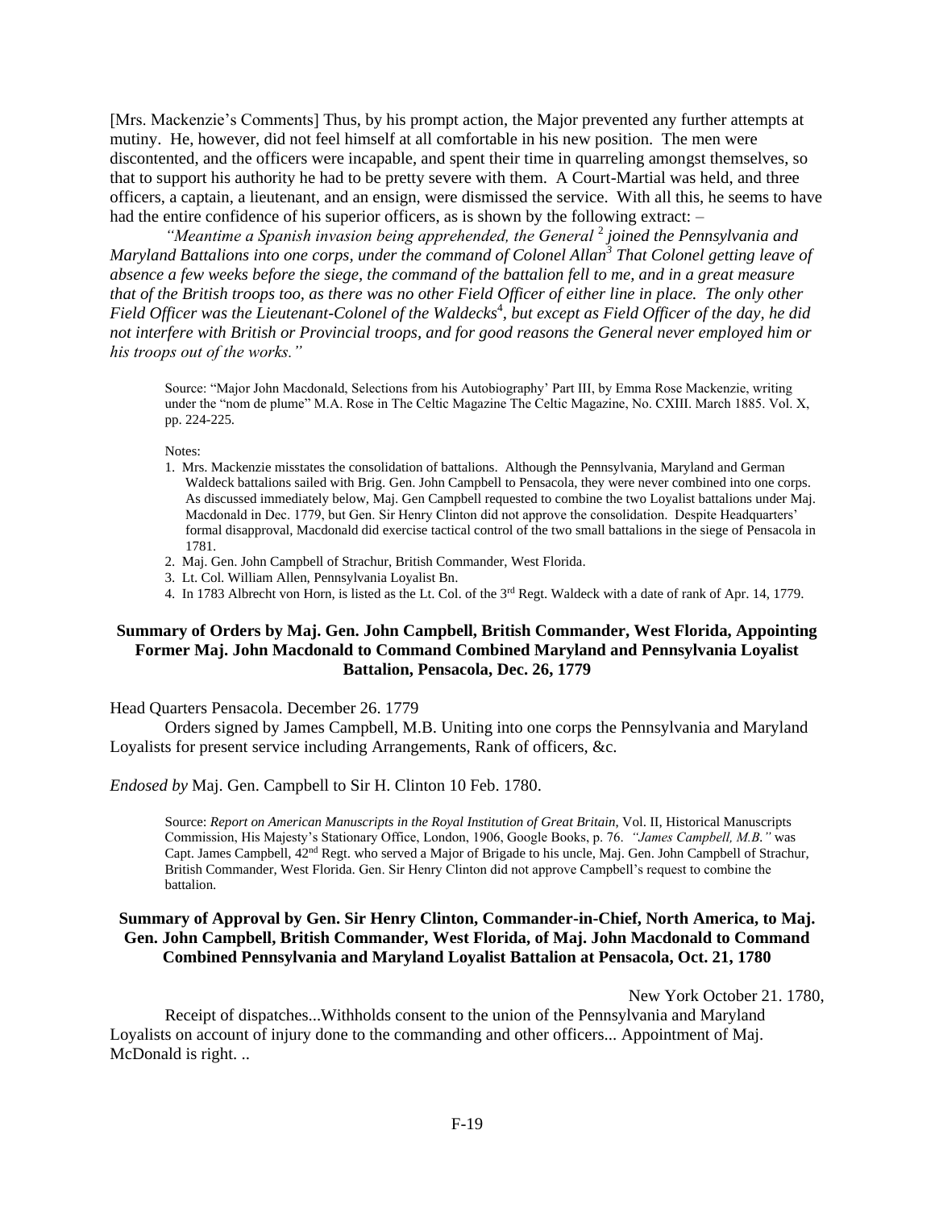[Mrs. Mackenzie's Comments] Thus, by his prompt action, the Major prevented any further attempts at mutiny. He, however, did not feel himself at all comfortable in his new position. The men were discontented, and the officers were incapable, and spent their time in quarreling amongst themselves, so that to support his authority he had to be pretty severe with them. A Court-Martial was held, and three officers, a captain, a lieutenant, and an ensign, were dismissed the service. With all this, he seems to have had the entire confidence of his superior officers, as is shown by the following extract: –

*"Meantime a Spanish invasion being apprehended, the General* [2] *joined the Pennsylvania and Maryland Battalions into one corps, under the command of Colonel Allan*[3] *That Colonel getting leave of absence a few weeks before the siege, the command of the battalion fell to me, and in a great measure that of the British troops too, as there was no other Field Officer of either line in place. The only other Field Officer was the Lieutenant-Colonel of the Waldecks*[4]*, but except as Field Officer of the day, he did not interfere with British or Provincial troops, and for good reasons the General never employed him or his troops out of the works."*

> Source: "Major John Macdonald, Selections from his Autobiography' Part III, by Emma Rose Mackenzie, writing under the "nom de plume" M.A. Rose in The Celtic Magazine The Celtic Magazine, No. CXIII. March 1885. Vol. X, pp. 224-225.
>
> Notes:
>
> 1. Mrs. Mackenzie misstates the consolidation of battalions. Although the Pennsylvania, Maryland and German Waldeck battalions sailed with Brig. Gen. John Campbell to Pensacola, they were never combined into one corps. As discussed immediately below, Maj. Gen Campbell requested to combine the two Loyalist battalions under Maj. Macdonald in Dec. 1779, but Gen. Sir Henry Clinton did not approve the consolidation. Despite Headquarters' formal disapproval, Macdonald did exercise tactical control of the two small battalions in the siege of Pensacola in 1781.
> 2. Maj. Gen. John Campbell of Strachur, British Commander, West Florida.
> 3. Lt. Col. William Allen, Pennsylvania Loyalist Bn.
> 4. In 1783 Albrecht von Horn, is listed as the Lt. Col. of the 3rd Regt. Waldeck with a date of rank of Apr. 14, 1779.

### Summary of Orders by Maj. Gen. John Campbell, British Commander, West Florida, Appointing Former Maj. John Macdonald to Command Combined Maryland and Pennsylvania Loyalist Battalion, Pensacola, Dec. 26, 1779

Head Quarters Pensacola. December 26. 1779

Orders signed by James Campbell, M.B. Uniting into one corps the Pennsylvania and Maryland Loyalists for present service including Arrangements, Rank of officers, &c.

*Endosed by* Maj. Gen. Campbell to Sir H. Clinton 10 Feb. 1780.

> Source: *Report on American Manuscripts in the Royal Institution of Great Britain*, Vol. II, Historical Manuscripts Commission, His Majesty's Stationary Office, London, 1906, Google Books, p. 76. *"James Campbell, M.B."* was Capt. James Campbell, 42nd Regt. who served a Major of Brigade to his uncle, Maj. Gen. John Campbell of Strachur, British Commander, West Florida. Gen. Sir Henry Clinton did not approve Campbell's request to combine the battalion.

### Summary of Approval by Gen. Sir Henry Clinton, Commander-in-Chief, North America, to Maj. Gen. John Campbell, British Commander, West Florida, of Maj. John Macdonald to Command Combined Pennsylvania and Maryland Loyalist Battalion at Pensacola, Oct. 21, 1780

New York October 21. 1780,

Receipt of dispatches...Withholds consent to the union of the Pennsylvania and Maryland Loyalists on account of injury done to the commanding and other officers... Appointment of Maj. McDonald is right. ..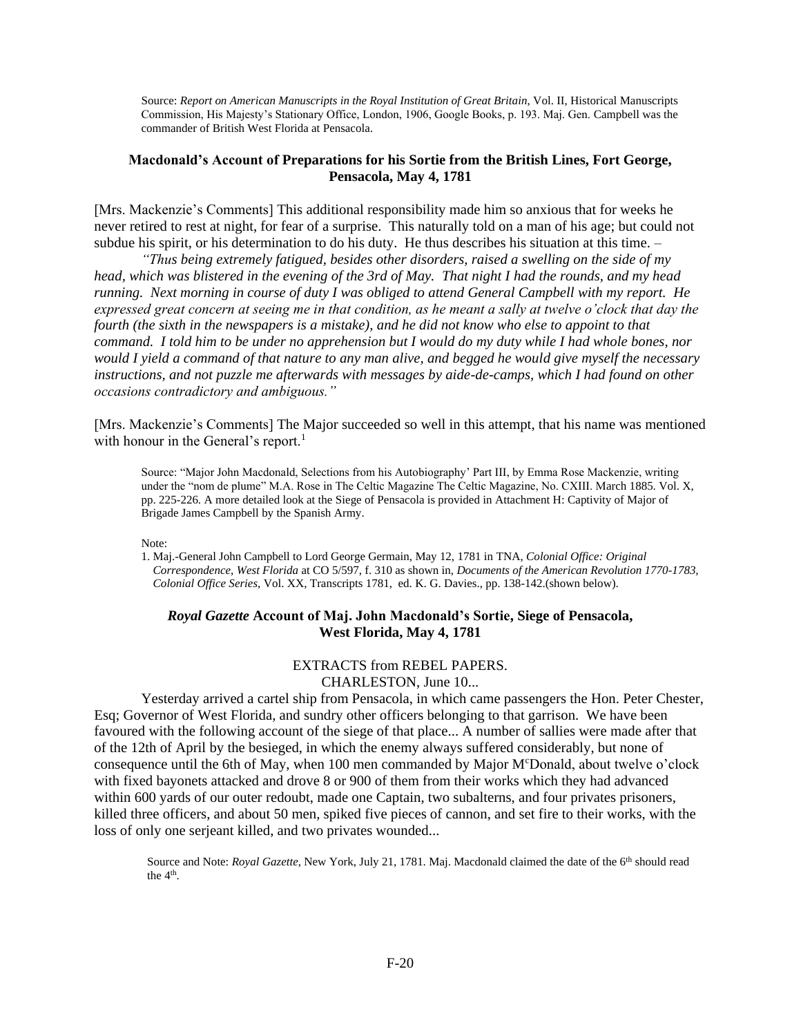Source: *Report on American Manuscripts in the Royal Institution of Great Britain*, Vol. II, Historical Manuscripts Commission, His Majesty's Stationary Office, London, 1906, Google Books, p. 193. Maj. Gen. Campbell was the commander of British West Florida at Pensacola.

### Macdonald's Account of Preparations for his Sortie from the British Lines, Fort George, Pensacola, May 4, 1781

[Mrs. Mackenzie's Comments] This additional responsibility made him so anxious that for weeks he never retired to rest at night, for fear of a surprise. This naturally told on a man of his age; but could not subdue his spirit, or his determination to do his duty. He thus describes his situation at this time. –

*"Thus being extremely fatigued, besides other disorders, raised a swelling on the side of my head, which was blistered in the evening of the 3rd of May. That night I had the rounds, and my head running. Next morning in course of duty I was obliged to attend General Campbell with my report. He expressed great concern at seeing me in that condition, as he meant a sally at twelve o'clock that day the fourth (the sixth in the newspapers is a mistake), and he did not know who else to appoint to that command. I told him to be under no apprehension but I would do my duty while I had whole bones, nor would I yield a command of that nature to any man alive, and begged he would give myself the necessary instructions, and not puzzle me afterwards with messages by aide-de-camps, which I had found on other occasions contradictory and ambiguous."*

[Mrs. Mackenzie's Comments] The Major succeeded so well in this attempt, that his name was mentioned with honour in the General's report.[1]

Source: "Major John Macdonald, Selections from his Autobiography' Part III, by Emma Rose Mackenzie, writing under the "nom de plume" M.A. Rose in The Celtic Magazine The Celtic Magazine, No. CXIII. March 1885. Vol. X, pp. 225-226. A more detailed look at the Siege of Pensacola is provided in Attachment H: Captivity of Major of Brigade James Campbell by the Spanish Army.

Note:

1. Maj.-General John Campbell to Lord George Germain, May 12, 1781 in TNA, *Colonial Office: Original Correspondence, West Florida* at CO 5/597, f. 310 as shown in, *Documents of the American Revolution 1770-1783, Colonial Office Series*, Vol. XX, Transcripts 1781, ed. K. G. Davies., pp. 138-142.(shown below).

### *Royal Gazette* Account of Maj. John Macdonald's Sortie, Siege of Pensacola, West Florida, May 4, 1781

EXTRACTS from REBEL PAPERS.
CHARLESTON, June 10...

Yesterday arrived a cartel ship from Pensacola, in which came passengers the Hon. Peter Chester, Esq; Governor of West Florida, and sundry other officers belonging to that garrison. We have been favoured with the following account of the siege of that place... A number of sallies were made after that of the 12th of April by the besieged, in which the enemy always suffered considerably, but none of consequence until the 6th of May, when 100 men commanded by Major M[c]Donald, about twelve o'clock with fixed bayonets attacked and drove 8 or 900 of them from their works which they had advanced within 600 yards of our outer redoubt, made one Captain, two subalterns, and four privates prisoners, killed three officers, and about 50 men, spiked five pieces of cannon, and set fire to their works, with the loss of only one serjeant killed, and two privates wounded...

Source and Note: *Royal Gazette*, New York, July 21, 1781. Maj. Macdonald claimed the date of the 6th should read the 4th.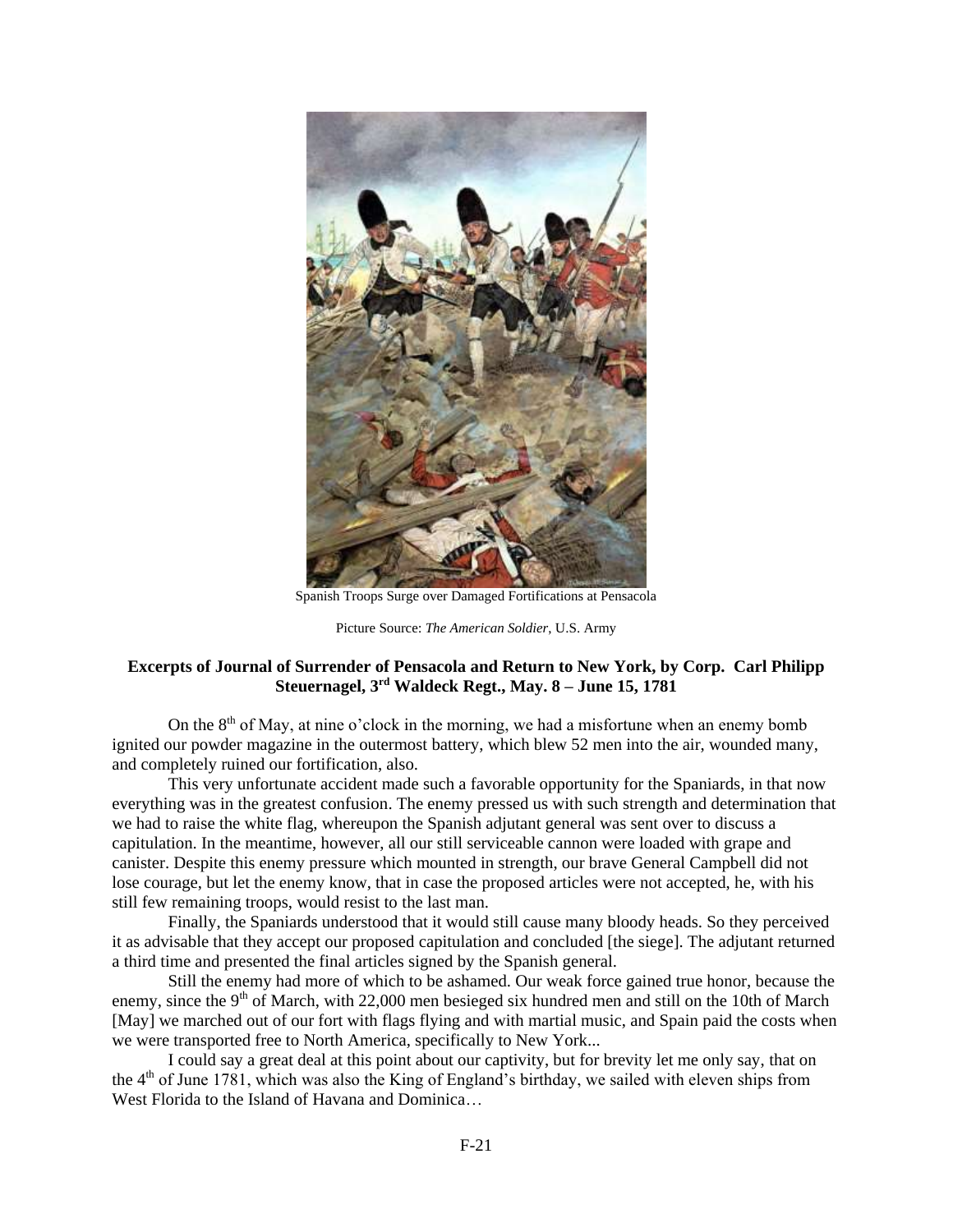Spanish Troops Surge over Damaged Fortifications at Pensacola

Picture Source: *The American Soldier*, U.S. Army

**Excerpts of Journal of Surrender of Pensacola and Return to New York, by Corp. Carl Philipp Steuernagel, 3rd Waldeck Regt., May. 8 – June 15, 1781**

On the 8th of May, at nine o'clock in the morning, we had a misfortune when an enemy bomb ignited our powder magazine in the outermost battery, which blew 52 men into the air, wounded many, and completely ruined our fortification, also.

This very unfortunate accident made such a favorable opportunity for the Spaniards, in that now everything was in the greatest confusion. The enemy pressed us with such strength and determination that we had to raise the white flag, whereupon the Spanish adjutant general was sent over to discuss a capitulation. In the meantime, however, all our still serviceable cannon were loaded with grape and canister. Despite this enemy pressure which mounted in strength, our brave General Campbell did not lose courage, but let the enemy know, that in case the proposed articles were not accepted, he, with his still few remaining troops, would resist to the last man.

Finally, the Spaniards understood that it would still cause many bloody heads. So they perceived it as advisable that they accept our proposed capitulation and concluded [the siege]. The adjutant returned a third time and presented the final articles signed by the Spanish general.

Still the enemy had more of which to be ashamed. Our weak force gained true honor, because the enemy, since the 9th of March, with 22,000 men besieged six hundred men and still on the 10th of March [May] we marched out of our fort with flags flying and with martial music, and Spain paid the costs when we were transported free to North America, specifically to New York...

I could say a great deal at this point about our captivity, but for brevity let me only say, that on the 4th of June 1781, which was also the King of England's birthday, we sailed with eleven ships from West Florida to the Island of Havana and Dominica…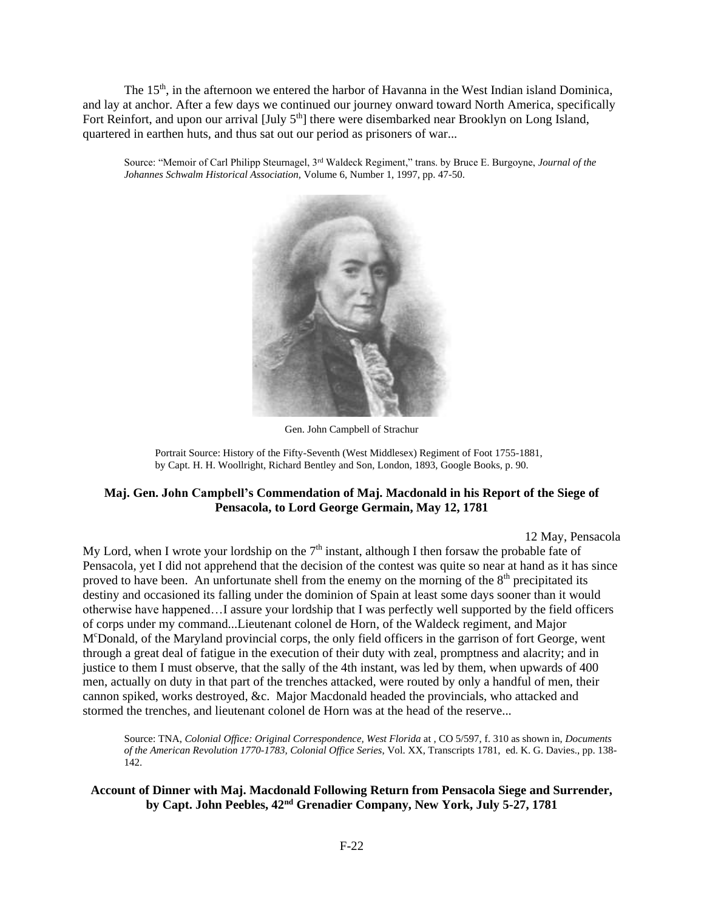The 15th, in the afternoon we entered the harbor of Havanna in the West Indian island Dominica, and lay at anchor. After a few days we continued our journey onward toward North America, specifically Fort Reinfort, and upon our arrival [July 5th] there were disembarked near Brooklyn on Long Island, quartered in earthen huts, and thus sat out our period as prisoners of war...

Source: "Memoir of Carl Philipp Steurnagel, 3rd Waldeck Regiment," trans. by Bruce E. Burgoyne, *Journal of the Johannes Schwalm Historical Association*, Volume 6, Number 1, 1997, pp. 47-50.

Gen. John Campbell of Strachur

Portrait Source: History of the Fifty-Seventh (West Middlesex) Regiment of Foot 1755-1881, by Capt. H. H. Woollright, Richard Bentley and Son, London, 1893, Google Books, p. 90.

### Maj. Gen. John Campbell's Commendation of Maj. Macdonald in his Report of the Siege of Pensacola, to Lord George Germain, May 12, 1781

12 May, Pensacola

My Lord, when I wrote your lordship on the 7th instant, although I then forsaw the probable fate of Pensacola, yet I did not apprehend that the decision of the contest was quite so near at hand as it has since proved to have been. An unfortunate shell from the enemy on the morning of the 8th precipitated its destiny and occasioned its falling under the dominion of Spain at least some days sooner than it would otherwise have happened…I assure your lordship that I was perfectly well supported by the field officers of corps under my command...Lieutenant colonel de Horn, of the Waldeck regiment, and Major McDonald, of the Maryland provincial corps, the only field officers in the garrison of fort George, went through a great deal of fatigue in the execution of their duty with zeal, promptness and alacrity; and in justice to them I must observe, that the sally of the 4th instant, was led by them, when upwards of 400 men, actually on duty in that part of the trenches attacked, were routed by only a handful of men, their cannon spiked, works destroyed, &c. Major Macdonald headed the provincials, who attacked and stormed the trenches, and lieutenant colonel de Horn was at the head of the reserve...

Source: TNA, *Colonial Office: Original Correspondence, West Florida* at , CO 5/597, f. 310 as shown in, *Documents of the American Revolution 1770-1783, Colonial Office Series,* Vol. XX, Transcripts 1781, ed. K. G. Davies., pp. 138-142.

### Account of Dinner with Maj. Macdonald Following Return from Pensacola Siege and Surrender, by Capt. John Peebles, 42nd Grenadier Company, New York, July 5-27, 1781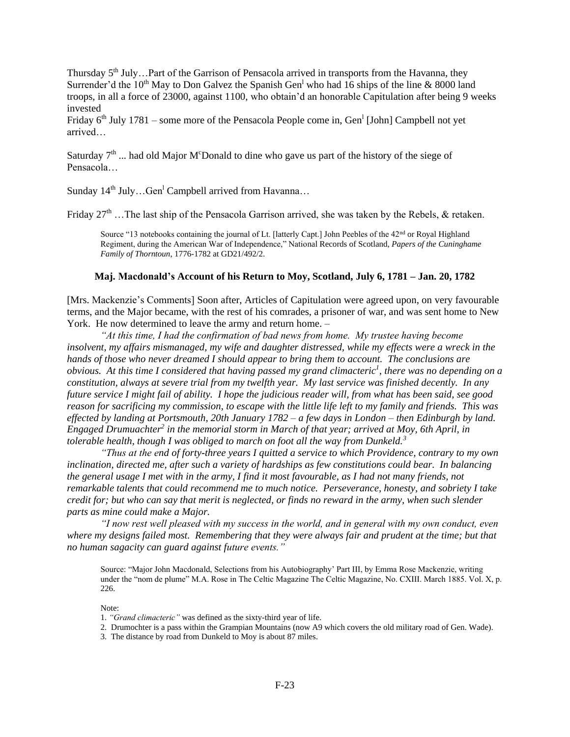Thursday 5th July…Part of the Garrison of Pensacola arrived in transports from the Havanna, they Surrender'd the 10th May to Don Galvez the Spanish Genl who had 16 ships of the line & 8000 land troops, in all a force of 23000, against 1100, who obtain'd an honorable Capitulation after being 9 weeks invested

Friday 6th July 1781 – some more of the Pensacola People come in, Genl [John] Campbell not yet arrived…

Saturday 7th ... had old Major McDonald to dine who gave us part of the history of the siege of Pensacola…

Sunday 14th July…Genl Campbell arrived from Havanna…

Friday 27th …The last ship of the Pensacola Garrison arrived, she was taken by the Rebels, & retaken.

> Source "13 notebooks containing the journal of Lt. [latterly Capt.] John Peebles of the 42nd or Royal Highland Regiment, during the American War of Independence," National Records of Scotland, *Papers of the Cuninghame Family of Thorntoun,* 1776-1782 at GD21/492/2.

### Maj. Macdonald's Account of his Return to Moy, Scotland, July 6, 1781 – Jan. 20, 1782

[Mrs. Mackenzie's Comments] Soon after, Articles of Capitulation were agreed upon, on very favourable terms, and the Major became, with the rest of his comrades, a prisoner of war, and was sent home to New York. He now determined to leave the army and return home. –

*"At this time, I had the confirmation of bad news from home. My trustee having become insolvent, my affairs mismanaged, my wife and daughter distressed, while my effects were a wreck in the hands of those who never dreamed I should appear to bring them to account. The conclusions are obvious. At this time I considered that having passed my grand climacteric[1], there was no depending on a constitution, always at severe trial from my twelfth year. My last service was finished decently. In any future service I might fail of ability. I hope the judicious reader will, from what has been said, see good reason for sacrificing my commission, to escape with the little life left to my family and friends. This was effected by landing at Portsmouth, 20th January 1782 – a few days in London – then Edinburgh by land. Engaged Drumuachter[2] in the memorial storm in March of that year; arrived at Moy, 6th April, in tolerable health, though I was obliged to march on foot all the way from Dunkeld.[3]*

*"Thus at the end of forty-three years I quitted a service to which Providence, contrary to my own inclination, directed me, after such a variety of hardships as few constitutions could bear. In balancing the general usage I met with in the army, I find it most favourable, as I had not many friends, not remarkable talents that could recommend me to much notice. Perseverance, honesty, and sobriety I take credit for; but who can say that merit is neglected, or finds no reward in the army, when such slender parts as mine could make a Major.*

*"I now rest well pleased with my success in the world, and in general with my own conduct, even where my designs failed most. Remembering that they were always fair and prudent at the time; but that no human sagacity can guard against future events."*

> Source: "Major John Macdonald, Selections from his Autobiography' Part III, by Emma Rose Mackenzie, writing under the "nom de plume" M.A. Rose in The Celtic Magazine The Celtic Magazine, No. CXIII. March 1885. Vol. X, p. 226.

Note:

1. *"Grand climacteric"* was defined as the sixty-third year of life.
2. Drumochter is a pass within the Grampian Mountains (now A9 which covers the old military road of Gen. Wade).
3. The distance by road from Dunkeld to Moy is about 87 miles.